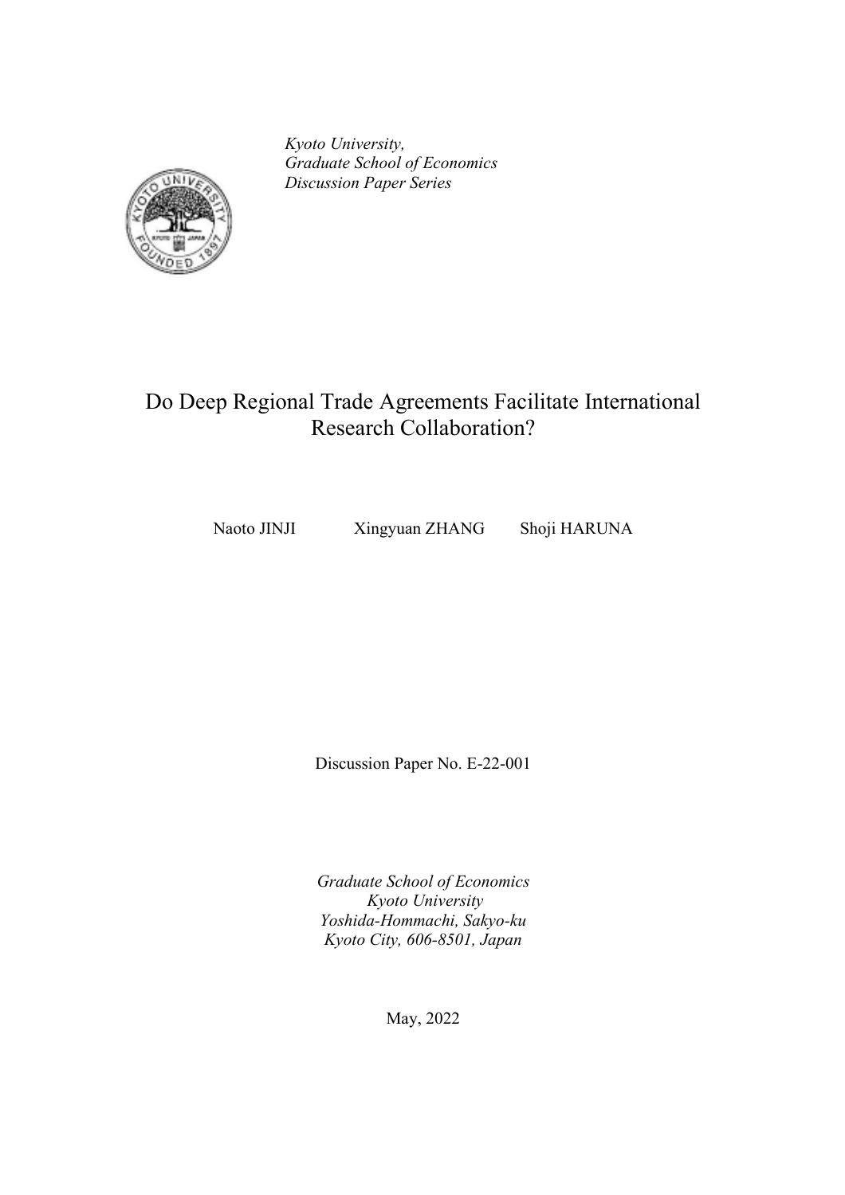*Kyoto University,*
*Graduate School of Economics*
*Discussion Paper Series*

# Do Deep Regional Trade Agreements Facilitate International Research Collaboration?

Naoto JINJI Xingyuan ZHANG Shoji HARUNA

Discussion Paper No. E-22-001

*Graduate School of Economics*
*Kyoto University*
*Yoshida-Hommachi, Sakyo-ku*
*Kyoto City, 606-8501, Japan*

May, 2022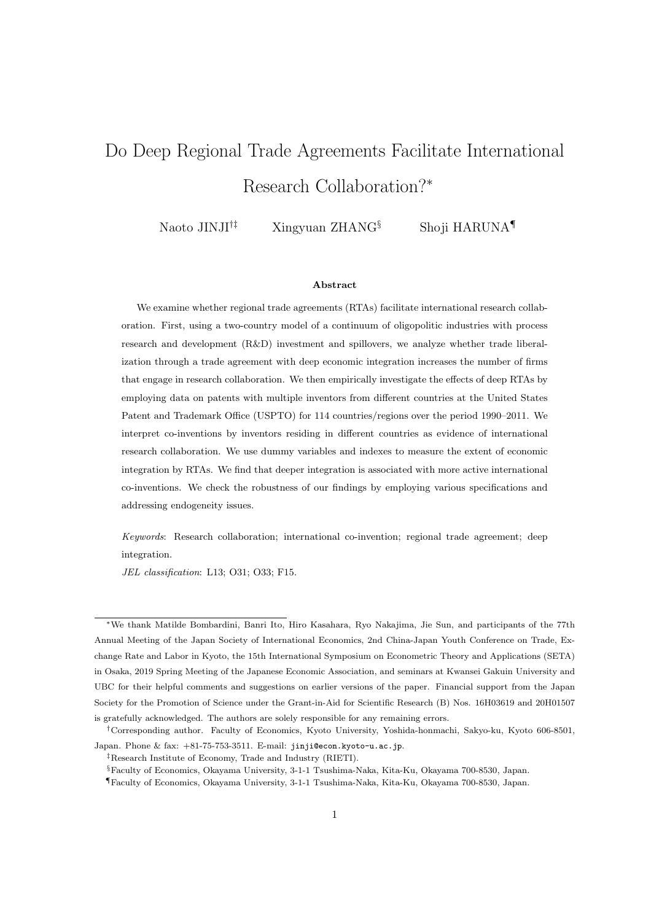# Do Deep Regional Trade Agreements Facilitate International Research Collaboration?*

Naoto JINJI[†‡] Xingyuan ZHANG[§] Shoji HARUNA[¶]

**Abstract**

We examine whether regional trade agreements (RTAs) facilitate international research collaboration. First, using a two-country model of a continuum of oligopolitic industries with process research and development (R&D) investment and spillovers, we analyze whether trade liberalization through a trade agreement with deep economic integration increases the number of firms that engage in research collaboration. We then empirically investigate the effects of deep RTAs by employing data on patents with multiple inventors from different countries at the United States Patent and Trademark Office (USPTO) for 114 countries/regions over the period 1990–2011. We interpret co-inventions by inventors residing in different countries as evidence of international research collaboration. We use dummy variables and indexes to measure the extent of economic integration by RTAs. We find that deeper integration is associated with more active international co-inventions. We check the robustness of our findings by employing various specifications and addressing endogeneity issues.

*Keywords*: Research collaboration; international co-invention; regional trade agreement; deep integration.

*JEL classification*: L13; O31; O33; F15.

---

*We thank Matilde Bombardini, Banri Ito, Hiro Kasahara, Ryo Nakajima, Jie Sun, and participants of the 77th Annual Meeting of the Japan Society of International Economics, 2nd China-Japan Youth Conference on Trade, Exchange Rate and Labor in Kyoto, the 15th International Symposium on Econometric Theory and Applications (SETA) in Osaka, 2019 Spring Meeting of the Japanese Economic Association, and seminars at Kwansei Gakuin University and UBC for their helpful comments and suggestions on earlier versions of the paper. Financial support from the Japan Society for the Promotion of Science under the Grant-in-Aid for Scientific Research (B) Nos. 16H03619 and 20H01507 is gratefully acknowledged. The authors are solely responsible for any remaining errors.

†Corresponding author. Faculty of Economics, Kyoto University, Yoshida-honmachi, Sakyo-ku, Kyoto 606-8501, Japan. Phone & fax: +81-75-753-3511. E-mail: jinji@econ.kyoto-u.ac.jp.

‡Research Institute of Economy, Trade and Industry (RIETI).

§Faculty of Economics, Okayama University, 3-1-1 Tsushima-Naka, Kita-Ku, Okayama 700-8530, Japan.

¶Faculty of Economics, Okayama University, 3-1-1 Tsushima-Naka, Kita-Ku, Okayama 700-8530, Japan.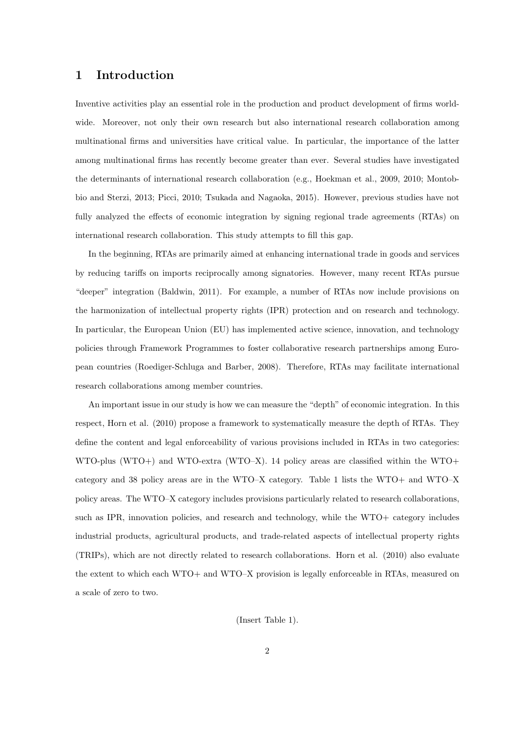# 1 Introduction

Inventive activities play an essential role in the production and product development of firms worldwide. Moreover, not only their own research but also international research collaboration among multinational firms and universities have critical value. In particular, the importance of the latter among multinational firms has recently become greater than ever. Several studies have investigated the determinants of international research collaboration (e.g., Hoekman et al., 2009, 2010; Montobbio and Sterzi, 2013; Picci, 2010; Tsukada and Nagaoka, 2015). However, previous studies have not fully analyzed the effects of economic integration by signing regional trade agreements (RTAs) on international research collaboration. This study attempts to fill this gap.

In the beginning, RTAs are primarily aimed at enhancing international trade in goods and services by reducing tariffs on imports reciprocally among signatories. However, many recent RTAs pursue "deeper" integration (Baldwin, 2011). For example, a number of RTAs now include provisions on the harmonization of intellectual property rights (IPR) protection and on research and technology. In particular, the European Union (EU) has implemented active science, innovation, and technology policies through Framework Programmes to foster collaborative research partnerships among European countries (Roediger-Schluga and Barber, 2008). Therefore, RTAs may facilitate international research collaborations among member countries.

An important issue in our study is how we can measure the "depth" of economic integration. In this respect, Horn et al. (2010) propose a framework to systematically measure the depth of RTAs. They define the content and legal enforceability of various provisions included in RTAs in two categories: WTO-plus (WTO+) and WTO-extra (WTO–X). 14 policy areas are classified within the WTO+ category and 38 policy areas are in the WTO–X category. Table 1 lists the WTO+ and WTO–X policy areas. The WTO–X category includes provisions particularly related to research collaborations, such as IPR, innovation policies, and research and technology, while the WTO+ category includes industrial products, agricultural products, and trade-related aspects of intellectual property rights (TRIPs), which are not directly related to research collaborations. Horn et al. (2010) also evaluate the extent to which each WTO+ and WTO–X provision is legally enforceable in RTAs, measured on a scale of zero to two.

(Insert Table 1).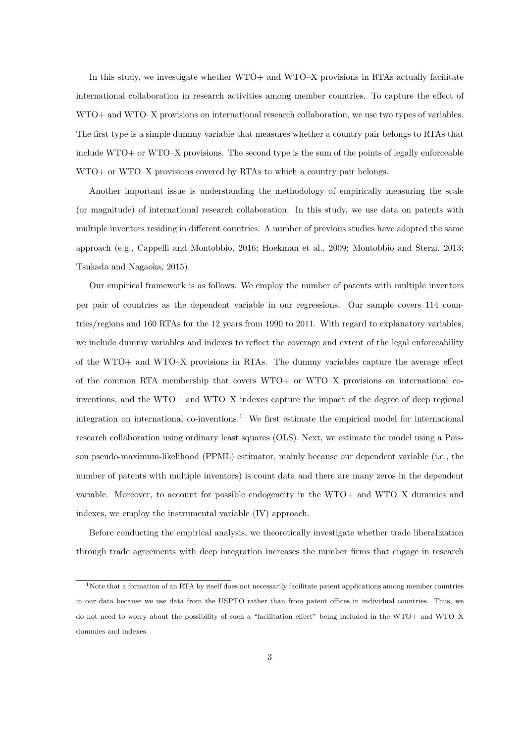In this study, we investigate whether WTO+ and WTO–X provisions in RTAs actually facilitate international collaboration in research activities among member countries. To capture the effect of WTO+ and WTO–X provisions on international research collaboration, we use two types of variables. The first type is a simple dummy variable that measures whether a country pair belongs to RTAs that include WTO+ or WTO–X provisions. The second type is the sum of the points of legally enforceable WTO+ or WTO–X provisions covered by RTAs to which a country pair belongs.

Another important issue is understanding the methodology of empirically measuring the scale (or magnitude) of international research collaboration. In this study, we use data on patents with multiple inventors residing in different countries. A number of previous studies have adopted the same approach (e.g., Cappelli and Montobbio, 2016; Hoekman et al., 2009; Montobbio and Sterzi, 2013; Tsukada and Nagaoka, 2015).

Our empirical framework is as follows. We employ the number of patents with multiple inventors per pair of countries as the dependent variable in our regressions. Our sample covers 114 countries/regions and 160 RTAs for the 12 years from 1990 to 2011. With regard to explanatory variables, we include dummy variables and indexes to reflect the coverage and extent of the legal enforceability of the WTO+ and WTO–X provisions in RTAs. The dummy variables capture the average effect of the common RTA membership that covers WTO+ or WTO–X provisions on international co-inventions, and the WTO+ and WTO–X indexes capture the impact of the degree of deep regional integration on international co-inventions.[1] We first estimate the empirical model for international research collaboration using ordinary least squares (OLS). Next, we estimate the model using a Poisson pseudo-maximum-likelihood (PPML) estimator, mainly because our dependent variable (i.e., the number of patents with multiple inventors) is count data and there are many zeros in the dependent variable. Moreover, to account for possible endogeneity in the WTO+ and WTO–X dummies and indexes, we employ the instrumental variable (IV) approach.

Before conducting the empirical analysis, we theoretically investigate whether trade liberalization through trade agreements with deep integration increases the number firms that engage in research

[1] Note that a formation of an RTA by itself does not necessarily facilitate patent applications among member countries in our data because we use data from the USPTO rather than from patent offices in individual countries. Thus, we do not need to worry about the possibility of such a "facilitation effect" being included in the WTO+ and WTO–X dummies and indexes.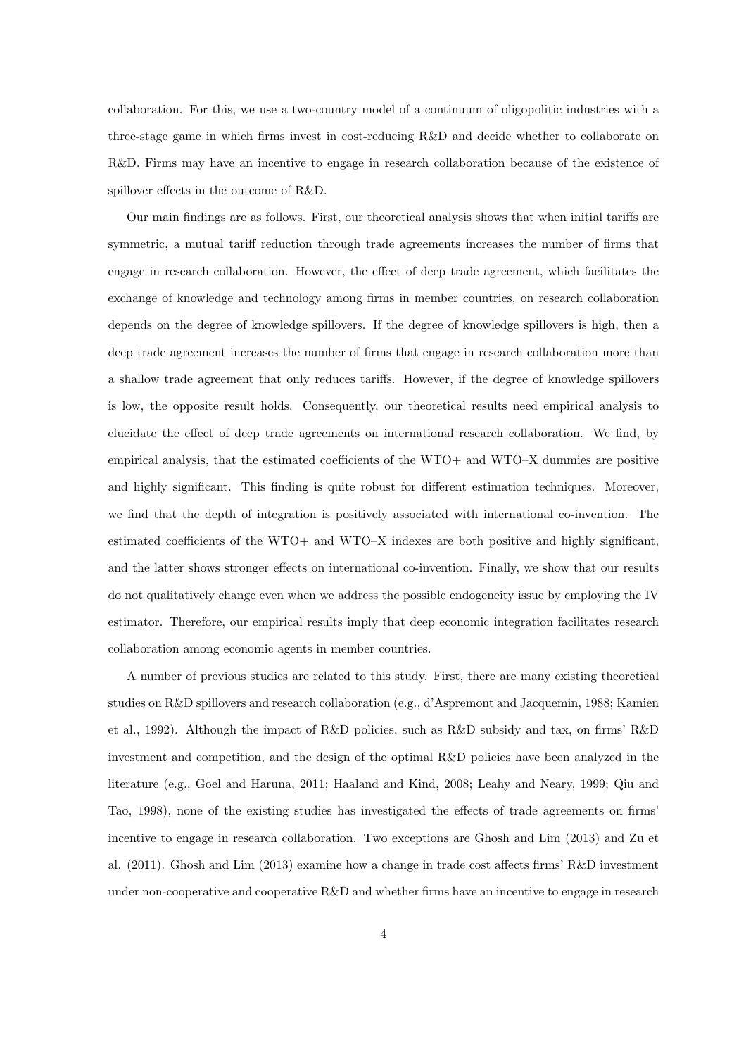collaboration. For this, we use a two-country model of a continuum of oligopolitic industries with a three-stage game in which firms invest in cost-reducing R&D and decide whether to collaborate on R&D. Firms may have an incentive to engage in research collaboration because of the existence of spillover effects in the outcome of R&D.

Our main findings are as follows. First, our theoretical analysis shows that when initial tariffs are symmetric, a mutual tariff reduction through trade agreements increases the number of firms that engage in research collaboration. However, the effect of deep trade agreement, which facilitates the exchange of knowledge and technology among firms in member countries, on research collaboration depends on the degree of knowledge spillovers. If the degree of knowledge spillovers is high, then a deep trade agreement increases the number of firms that engage in research collaboration more than a shallow trade agreement that only reduces tariffs. However, if the degree of knowledge spillovers is low, the opposite result holds. Consequently, our theoretical results need empirical analysis to elucidate the effect of deep trade agreements on international research collaboration. We find, by empirical analysis, that the estimated coefficients of the WTO+ and WTO–X dummies are positive and highly significant. This finding is quite robust for different estimation techniques. Moreover, we find that the depth of integration is positively associated with international co-invention. The estimated coefficients of the WTO+ and WTO–X indexes are both positive and highly significant, and the latter shows stronger effects on international co-invention. Finally, we show that our results do not qualitatively change even when we address the possible endogeneity issue by employing the IV estimator. Therefore, our empirical results imply that deep economic integration facilitates research collaboration among economic agents in member countries.

A number of previous studies are related to this study. First, there are many existing theoretical studies on R&D spillovers and research collaboration (e.g., d'Aspremont and Jacquemin, 1988; Kamien et al., 1992). Although the impact of R&D policies, such as R&D subsidy and tax, on firms' R&D investment and competition, and the design of the optimal R&D policies have been analyzed in the literature (e.g., Goel and Haruna, 2011; Haaland and Kind, 2008; Leahy and Neary, 1999; Qiu and Tao, 1998), none of the existing studies has investigated the effects of trade agreements on firms' incentive to engage in research collaboration. Two exceptions are Ghosh and Lim (2013) and Zu et al. (2011). Ghosh and Lim (2013) examine how a change in trade cost affects firms' R&D investment under non-cooperative and cooperative R&D and whether firms have an incentive to engage in research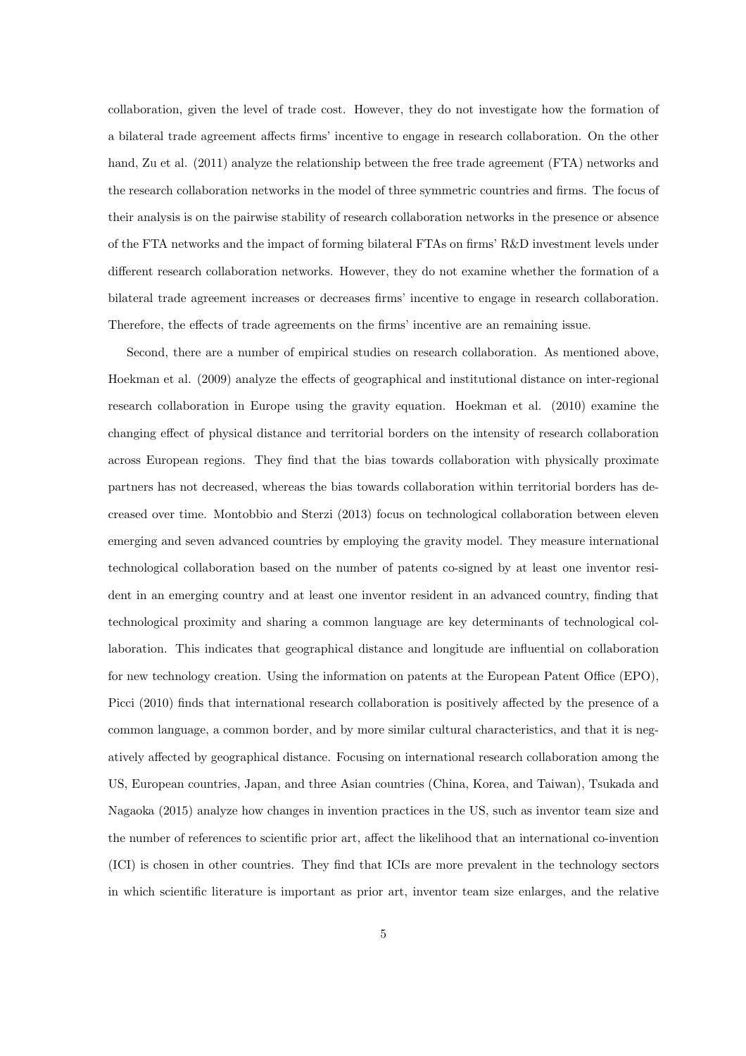collaboration, given the level of trade cost. However, they do not investigate how the formation of a bilateral trade agreement affects firms' incentive to engage in research collaboration. On the other hand, Zu et al. (2011) analyze the relationship between the free trade agreement (FTA) networks and the research collaboration networks in the model of three symmetric countries and firms. The focus of their analysis is on the pairwise stability of research collaboration networks in the presence or absence of the FTA networks and the impact of forming bilateral FTAs on firms' R&D investment levels under different research collaboration networks. However, they do not examine whether the formation of a bilateral trade agreement increases or decreases firms' incentive to engage in research collaboration. Therefore, the effects of trade agreements on the firms' incentive are an remaining issue.

Second, there are a number of empirical studies on research collaboration. As mentioned above, Hoekman et al. (2009) analyze the effects of geographical and institutional distance on inter-regional research collaboration in Europe using the gravity equation. Hoekman et al. (2010) examine the changing effect of physical distance and territorial borders on the intensity of research collaboration across European regions. They find that the bias towards collaboration with physically proximate partners has not decreased, whereas the bias towards collaboration within territorial borders has decreased over time. Montobbio and Sterzi (2013) focus on technological collaboration between eleven emerging and seven advanced countries by employing the gravity model. They measure international technological collaboration based on the number of patents co-signed by at least one inventor resident in an emerging country and at least one inventor resident in an advanced country, finding that technological proximity and sharing a common language are key determinants of technological collaboration. This indicates that geographical distance and longitude are influential on collaboration for new technology creation. Using the information on patents at the European Patent Office (EPO), Picci (2010) finds that international research collaboration is positively affected by the presence of a common language, a common border, and by more similar cultural characteristics, and that it is negatively affected by geographical distance. Focusing on international research collaboration among the US, European countries, Japan, and three Asian countries (China, Korea, and Taiwan), Tsukada and Nagaoka (2015) analyze how changes in invention practices in the US, such as inventor team size and the number of references to scientific prior art, affect the likelihood that an international co-invention (ICI) is chosen in other countries. They find that ICIs are more prevalent in the technology sectors in which scientific literature is important as prior art, inventor team size enlarges, and the relative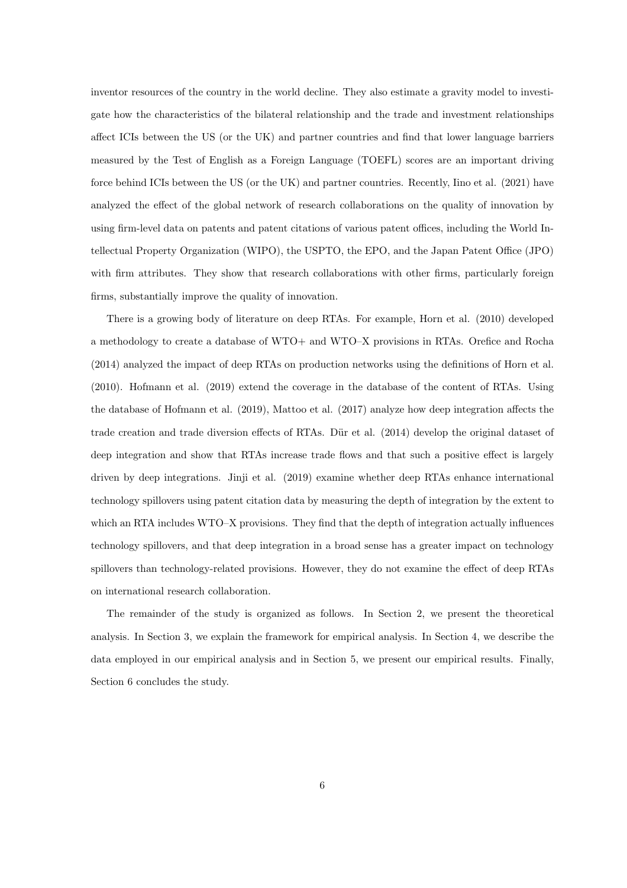inventor resources of the country in the world decline. They also estimate a gravity model to investigate how the characteristics of the bilateral relationship and the trade and investment relationships affect ICIs between the US (or the UK) and partner countries and find that lower language barriers measured by the Test of English as a Foreign Language (TOEFL) scores are an important driving force behind ICIs between the US (or the UK) and partner countries. Recently, Iino et al. (2021) have analyzed the effect of the global network of research collaborations on the quality of innovation by using firm-level data on patents and patent citations of various patent offices, including the World Intellectual Property Organization (WIPO), the USPTO, the EPO, and the Japan Patent Office (JPO) with firm attributes. They show that research collaborations with other firms, particularly foreign firms, substantially improve the quality of innovation.

There is a growing body of literature on deep RTAs. For example, Horn et al. (2010) developed a methodology to create a database of WTO+ and WTO–X provisions in RTAs. Orefice and Rocha (2014) analyzed the impact of deep RTAs on production networks using the definitions of Horn et al. (2010). Hofmann et al. (2019) extend the coverage in the database of the content of RTAs. Using the database of Hofmann et al. (2019), Mattoo et al. (2017) analyze how deep integration affects the trade creation and trade diversion effects of RTAs. Dür et al. (2014) develop the original dataset of deep integration and show that RTAs increase trade flows and that such a positive effect is largely driven by deep integrations. Jinji et al. (2019) examine whether deep RTAs enhance international technology spillovers using patent citation data by measuring the depth of integration by the extent to which an RTA includes WTO–X provisions. They find that the depth of integration actually influences technology spillovers, and that deep integration in a broad sense has a greater impact on technology spillovers than technology-related provisions. However, they do not examine the effect of deep RTAs on international research collaboration.

The remainder of the study is organized as follows. In Section 2, we present the theoretical analysis. In Section 3, we explain the framework for empirical analysis. In Section 4, we describe the data employed in our empirical analysis and in Section 5, we present our empirical results. Finally, Section 6 concludes the study.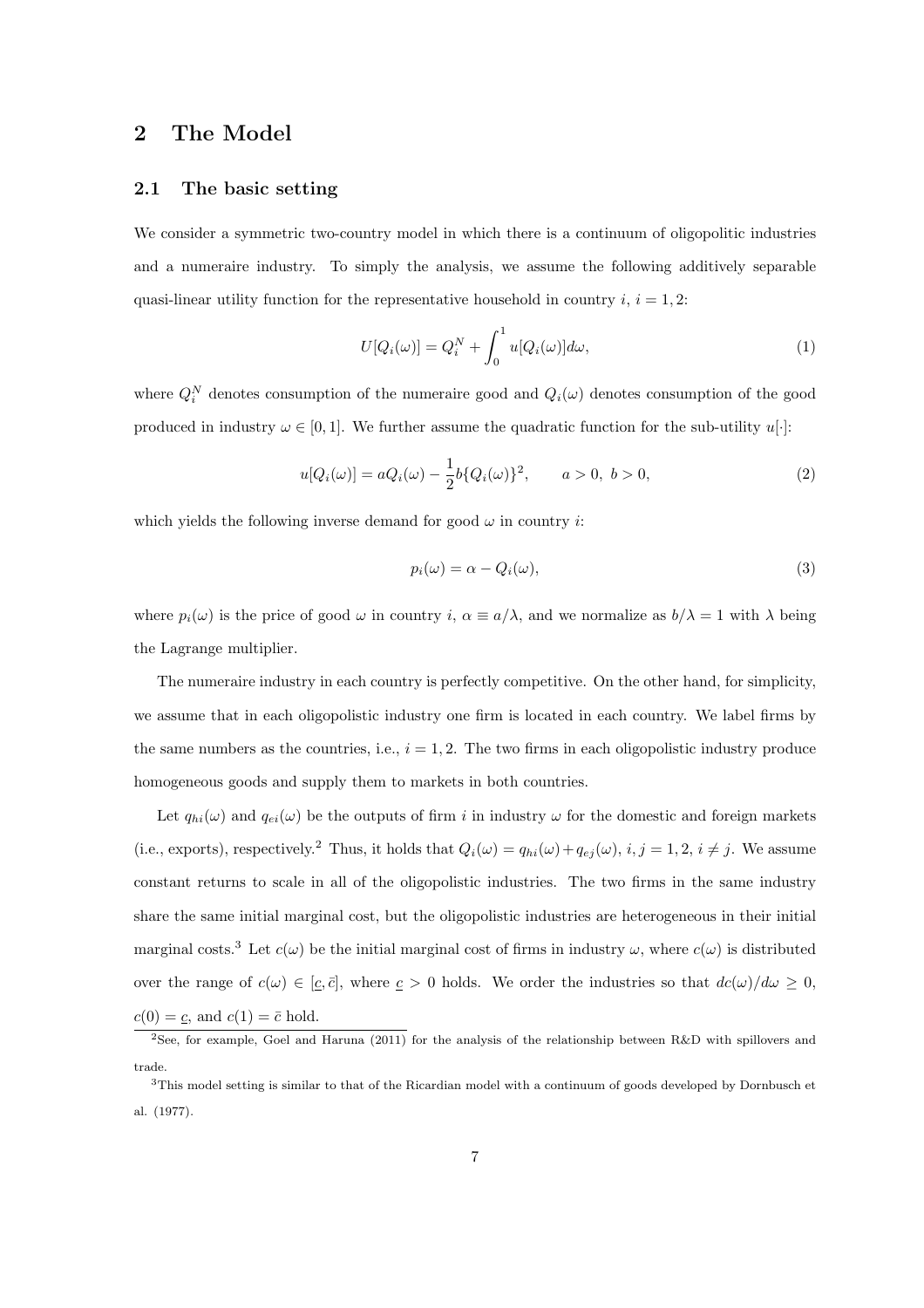## 2 The Model

### 2.1 The basic setting

We consider a symmetric two-country model in which there is a continuum of oligopolitic industries and a numeraire industry. To simply the analysis, we assume the following additively separable quasi-linear utility function for the representative household in country $i$, $i = 1, 2$:

$$U[Q_i(\omega)] = Q_i^N + \int_0^1 u[Q_i(\omega)]d\omega, \tag{1}$$

where $Q_i^N$ denotes consumption of the numeraire good and $Q_i(\omega)$ denotes consumption of the good produced in industry $\omega \in [0, 1]$. We further assume the quadratic function for the sub-utility $u[\cdot]$:

$$u[Q_i(\omega)] = aQ_i(\omega) - \frac{1}{2}b\{Q_i(\omega)\}^2, \qquad a > 0,\ b > 0, \tag{2}$$

which yields the following inverse demand for good $\omega$ in country $i$:

$$p_i(\omega) = \alpha - Q_i(\omega), \tag{3}$$

where $p_i(\omega)$ is the price of good $\omega$ in country $i$, $\alpha \equiv a/\lambda$, and we normalize as $b/\lambda = 1$ with $\lambda$ being the Lagrange multiplier.

The numeraire industry in each country is perfectly competitive. On the other hand, for simplicity, we assume that in each oligopolistic industry one firm is located in each country. We label firms by the same numbers as the countries, i.e., $i = 1, 2$. The two firms in each oligopolistic industry produce homogeneous goods and supply them to markets in both countries.

Let $q_{hi}(\omega)$ and $q_{ei}(\omega)$ be the outputs of firm $i$ in industry $\omega$ for the domestic and foreign markets (i.e., exports), respectively.[2] Thus, it holds that $Q_i(\omega) = q_{hi}(\omega) + q_{ej}(\omega)$, $i, j = 1, 2$, $i \neq j$. We assume constant returns to scale in all of the oligopolistic industries. The two firms in the same industry share the same initial marginal cost, but the oligopolistic industries are heterogeneous in their initial marginal costs.[3] Let $c(\omega)$ be the initial marginal cost of firms in industry $\omega$, where $c(\omega)$ is distributed over the range of $c(\omega) \in [\underline{c}, \bar{c}]$, where $\underline{c} > 0$ holds. We order the industries so that $dc(\omega)/d\omega \geq 0$, $c(0) = \underline{c}$, and $c(1) = \bar{c}$ hold.

[2] See, for example, Goel and Haruna (2011) for the analysis of the relationship between R&D with spillovers and trade.

[3] This model setting is similar to that of the Ricardian model with a continuum of goods developed by Dornbusch et al. (1977).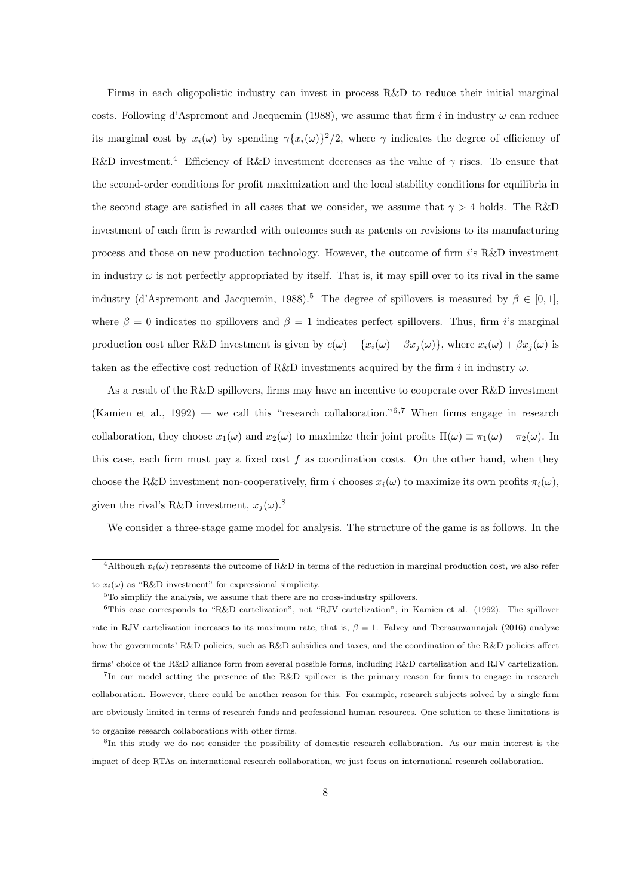Firms in each oligopolistic industry can invest in process R&D to reduce their initial marginal costs. Following d'Aspremont and Jacquemin (1988), we assume that firm $i$ in industry $\omega$ can reduce its marginal cost by $x_i(\omega)$ by spending $\gamma\{x_i(\omega)\}^2/2$, where $\gamma$ indicates the degree of efficiency of R&D investment.[4] Efficiency of R&D investment decreases as the value of $\gamma$ rises. To ensure that the second-order conditions for profit maximization and the local stability conditions for equilibria in the second stage are satisfied in all cases that we consider, we assume that $\gamma > 4$ holds. The R&D investment of each firm is rewarded with outcomes such as patents on revisions to its manufacturing process and those on new production technology. However, the outcome of firm $i$'s R&D investment in industry $\omega$ is not perfectly appropriated by itself. That is, it may spill over to its rival in the same industry (d'Aspremont and Jacquemin, 1988).[5] The degree of spillovers is measured by $\beta \in [0, 1]$, where $\beta = 0$ indicates no spillovers and $\beta = 1$ indicates perfect spillovers. Thus, firm $i$'s marginal production cost after R&D investment is given by $c(\omega) - \{x_i(\omega) + \beta x_j(\omega)\}$, where $x_i(\omega) + \beta x_j(\omega)$ is taken as the effective cost reduction of R&D investments acquired by the firm $i$ in industry $\omega$.

As a result of the R&D spillovers, firms may have an incentive to cooperate over R&D investment (Kamien et al., 1992) — we call this "research collaboration."[6,7] When firms engage in research collaboration, they choose $x_1(\omega)$ and $x_2(\omega)$ to maximize their joint profits $\Pi(\omega) \equiv \pi_1(\omega) + \pi_2(\omega)$. In this case, each firm must pay a fixed cost $f$ as coordination costs. On the other hand, when they choose the R&D investment non-cooperatively, firm $i$ chooses $x_i(\omega)$ to maximize its own profits $\pi_i(\omega)$, given the rival's R&D investment, $x_j(\omega)$.[8]

We consider a three-stage game model for analysis. The structure of the game is as follows. In the

---

[4] Although $x_i(\omega)$ represents the outcome of R&D in terms of the reduction in marginal production cost, we also refer to $x_i(\omega)$ as "R&D investment" for expressional simplicity.

[5] To simplify the analysis, we assume that there are no cross-industry spillovers.

[6] This case corresponds to "R&D cartelization", not "RJV cartelization", in Kamien et al. (1992). The spillover rate in RJV cartelization increases to its maximum rate, that is, $\beta = 1$. Falvey and Teerasuwannajak (2016) analyze how the governments' R&D policies, such as R&D subsidies and taxes, and the coordination of the R&D policies affect firms' choice of the R&D alliance form from several possible forms, including R&D cartelization and RJV cartelization.

[7] In our model setting the presence of the R&D spillover is the primary reason for firms to engage in research collaboration. However, there could be another reason for this. For example, research subjects solved by a single firm are obviously limited in terms of research funds and professional human resources. One solution to these limitations is to organize research collaborations with other firms.

[8] In this study we do not consider the possibility of domestic research collaboration. As our main interest is the impact of deep RTAs on international research collaboration, we just focus on international research collaboration.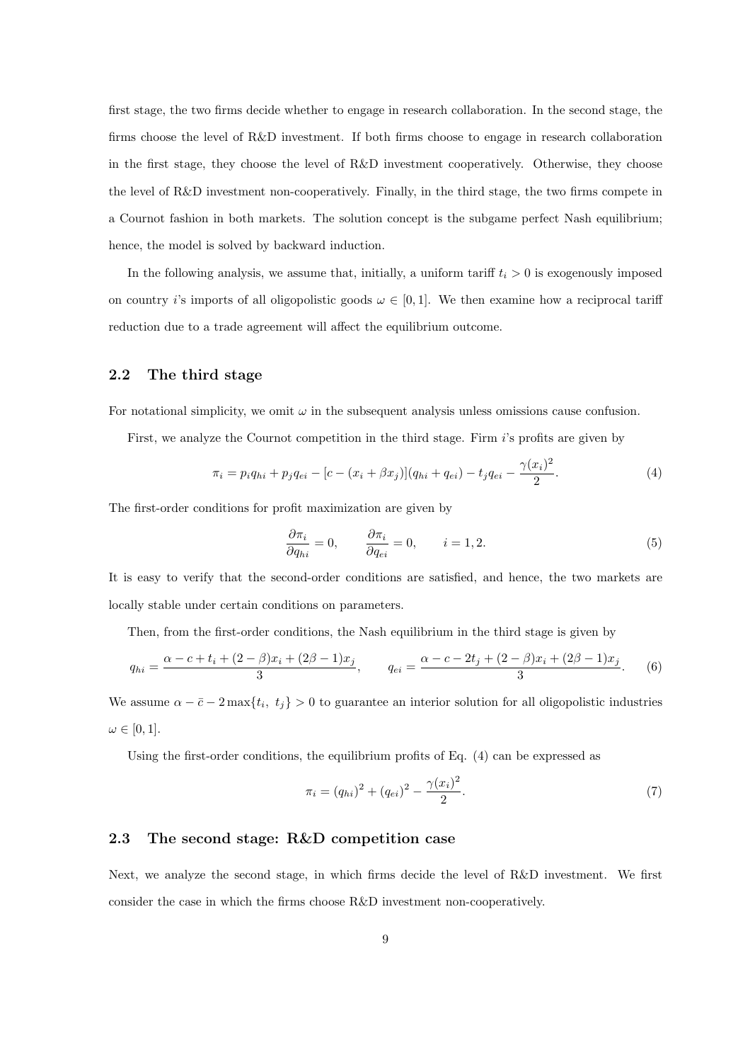first stage, the two firms decide whether to engage in research collaboration. In the second stage, the firms choose the level of R&D investment. If both firms choose to engage in research collaboration in the first stage, they choose the level of R&D investment cooperatively. Otherwise, they choose the level of R&D investment non-cooperatively. Finally, in the third stage, the two firms compete in a Cournot fashion in both markets. The solution concept is the subgame perfect Nash equilibrium; hence, the model is solved by backward induction.

In the following analysis, we assume that, initially, a uniform tariff $t_i > 0$ is exogenously imposed on country $i$'s imports of all oligopolistic goods $\omega \in [0, 1]$. We then examine how a reciprocal tariff reduction due to a trade agreement will affect the equilibrium outcome.

## 2.2 The third stage

For notational simplicity, we omit $\omega$ in the subsequent analysis unless omissions cause confusion.

First, we analyze the Cournot competition in the third stage. Firm $i$'s profits are given by

$$\pi_i = p_i q_{hi} + p_j q_{ei} - [c - (x_i + \beta x_j)](q_{hi} + q_{ei}) - t_j q_{ei} - \frac{\gamma (x_i)^2}{2}. \tag{4}$$

The first-order conditions for profit maximization are given by

$$\frac{\partial \pi_i}{\partial q_{hi}} = 0, \qquad \frac{\partial \pi_i}{\partial q_{ei}} = 0, \qquad i = 1, 2. \tag{5}$$

It is easy to verify that the second-order conditions are satisfied, and hence, the two markets are locally stable under certain conditions on parameters.

Then, from the first-order conditions, the Nash equilibrium in the third stage is given by

$$q_{hi} = \frac{\alpha - c + t_i + (2 - \beta)x_i + (2\beta - 1)x_j}{3}, \qquad q_{ei} = \frac{\alpha - c - 2t_j + (2 - \beta)x_i + (2\beta - 1)x_j}{3}. \tag{6}$$

We assume $\alpha - \bar{c} - 2\max\{t_i,\ t_j\} > 0$ to guarantee an interior solution for all oligopolistic industries $\omega \in [0, 1]$.

Using the first-order conditions, the equilibrium profits of Eq. (4) can be expressed as

$$\pi_i = (q_{hi})^2 + (q_{ei})^2 - \frac{\gamma (x_i)^2}{2}. \tag{7}$$

## 2.3 The second stage: R&D competition case

Next, we analyze the second stage, in which firms decide the level of R&D investment. We first consider the case in which the firms choose R&D investment non-cooperatively.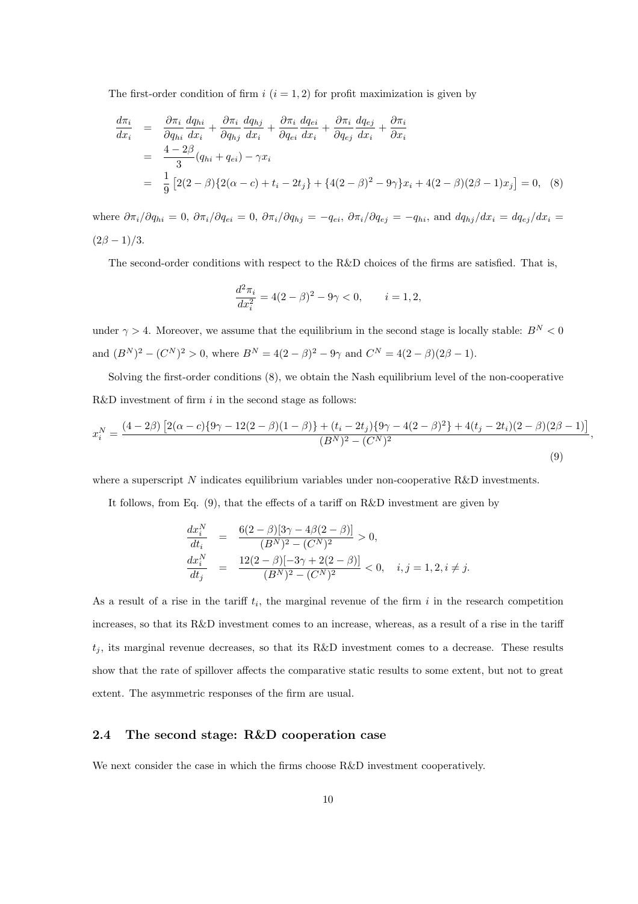The first-order condition of firm $i$ ($i = 1, 2$) for profit maximization is given by

$$
\begin{aligned}
\frac{d\pi_i}{dx_i} &= \frac{\partial \pi_i}{\partial q_{hi}}\frac{dq_{hi}}{dx_i} + \frac{\partial \pi_i}{\partial q_{hj}}\frac{dq_{hj}}{dx_i} + \frac{\partial \pi_i}{\partial q_{ei}}\frac{dq_{ei}}{dx_i} + \frac{\partial \pi_i}{\partial q_{ej}}\frac{dq_{ej}}{dx_i} + \frac{\partial \pi_i}{\partial x_i} \\
&= \frac{4-2\beta}{3}(q_{hi} + q_{ei}) - \gamma x_i \\
&= \frac{1}{9}\left[2(2-\beta)\{2(\alpha - c) + t_i - 2t_j\} + \{4(2-\beta)^2 - 9\gamma\}x_i + 4(2-\beta)(2\beta - 1)x_j\right] = 0, \quad (8)
\end{aligned}
$$

where $\partial \pi_i/\partial q_{hi} = 0$, $\partial \pi_i/\partial q_{ei} = 0$, $\partial \pi_i/\partial q_{hj} = -q_{ei}$, $\partial \pi_i/\partial q_{ej} = -q_{hi}$, and $dq_{hj}/dx_i = dq_{ej}/dx_i = (2\beta - 1)/3$.

The second-order conditions with respect to the R&D choices of the firms are satisfied. That is,

$$
\frac{d^2\pi_i}{dx_i^2} = 4(2-\beta)^2 - 9\gamma < 0, \qquad i = 1, 2,
$$

under $\gamma > 4$. Moreover, we assume that the equilibrium in the second stage is locally stable: $B^N < 0$ and $(B^N)^2 - (C^N)^2 > 0$, where $B^N = 4(2-\beta)^2 - 9\gamma$ and $C^N = 4(2-\beta)(2\beta - 1)$.

Solving the first-order conditions (8), we obtain the Nash equilibrium level of the non-cooperative R&D investment of firm $i$ in the second stage as follows:

$$
x_i^N = \frac{(4-2\beta)\left[2(\alpha - c)\{9\gamma - 12(2-\beta)(1-\beta)\} + (t_i - 2t_j)\{9\gamma - 4(2-\beta)^2\} + 4(t_j - 2t_i)(2-\beta)(2\beta - 1)\right]}{(B^N)^2 - (C^N)^2}, \quad (9)
$$

where a superscript $N$ indicates equilibrium variables under non-cooperative R&D investments.

It follows, from Eq. (9), that the effects of a tariff on R&D investment are given by

$$
\begin{aligned}
\frac{dx_i^N}{dt_i} &= \frac{6(2-\beta)[3\gamma - 4\beta(2-\beta)]}{(B^N)^2 - (C^N)^2} > 0, \\
\frac{dx_i^N}{dt_j} &= \frac{12(2-\beta)[-3\gamma + 2(2-\beta)]}{(B^N)^2 - (C^N)^2} < 0, \quad i, j = 1, 2, i \neq j.
\end{aligned}
$$

As a result of a rise in the tariff $t_i$, the marginal revenue of the firm $i$ in the research competition increases, so that its R&D investment comes to an increase, whereas, as a result of a rise in the tariff $t_j$, its marginal revenue decreases, so that its R&D investment comes to a decrease. These results show that the rate of spillover affects the comparative static results to some extent, but not to great extent. The asymmetric responses of the firm are usual.

## 2.4 The second stage: R&D cooperation case

We next consider the case in which the firms choose R&D investment cooperatively.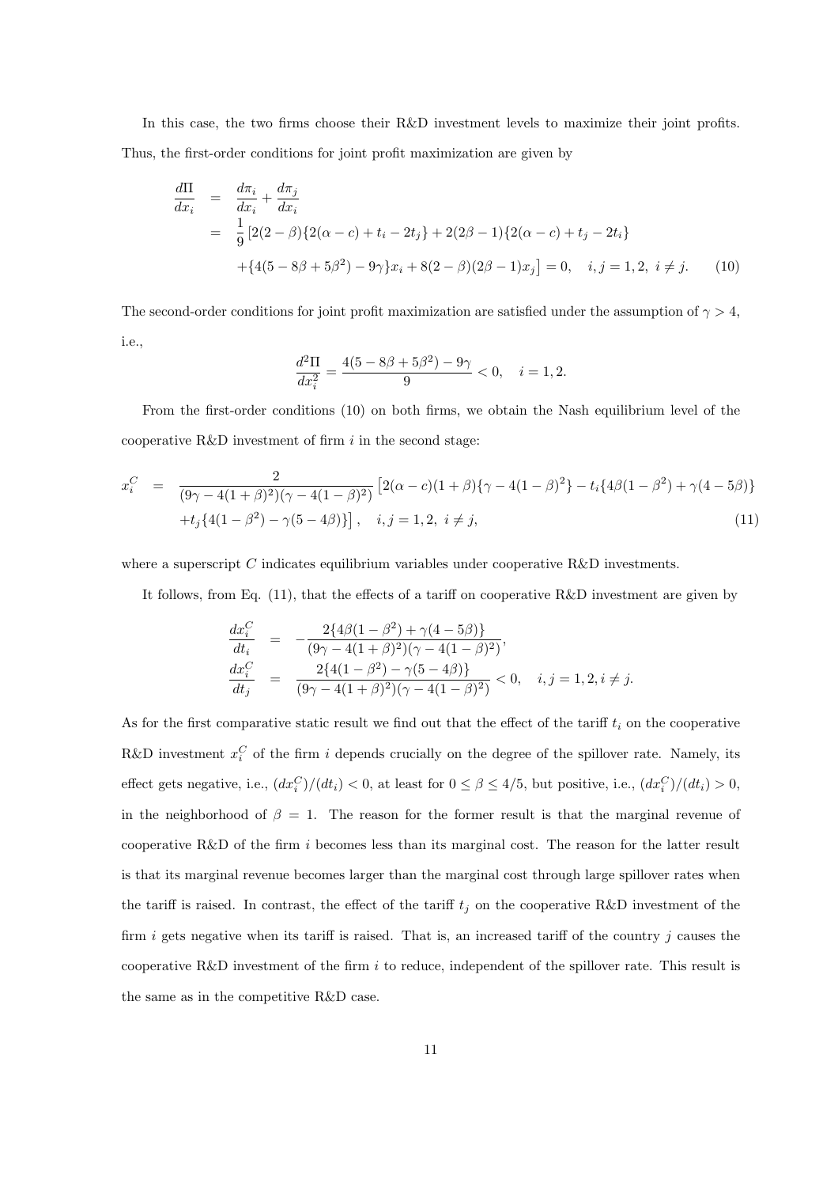In this case, the two firms choose their R&D investment levels to maximize their joint profits. Thus, the first-order conditions for joint profit maximization are given by

$$
\begin{aligned}
\frac{d\Pi}{dx_i} &= \frac{d\pi_i}{dx_i} + \frac{d\pi_j}{dx_i} \\
&= \frac{1}{9}\left[2(2-\beta)\{2(\alpha-c)+t_i-2t_j\} + 2(2\beta-1)\{2(\alpha-c)+t_j-2t_i\}\right. \\
&\quad \left. +\{4(5-8\beta+5\beta^2)-9\gamma\}x_i + 8(2-\beta)(2\beta-1)x_j\right] = 0, \quad i,j=1,2,\ i\neq j. \qquad (10)
\end{aligned}
$$

The second-order conditions for joint profit maximization are satisfied under the assumption of $\gamma > 4$, i.e.,

$$
\frac{d^2\Pi}{dx_i^2} = \frac{4(5-8\beta+5\beta^2)-9\gamma}{9} < 0, \quad i=1,2.
$$

From the first-order conditions (10) on both firms, we obtain the Nash equilibrium level of the cooperative R&D investment of firm $i$ in the second stage:

$$
\begin{aligned}
x_i^C &= \frac{2}{(9\gamma-4(1+\beta)^2)(\gamma-4(1-\beta)^2)}\left[2(\alpha-c)(1+\beta)\{\gamma-4(1-\beta)^2\} - t_i\{4\beta(1-\beta^2)+\gamma(4-5\beta)\}\right. \\
&\quad \left. +t_j\{4(1-\beta^2)-\gamma(5-4\beta)\}\right], \quad i,j=1,2,\ i\neq j, \qquad (11)
\end{aligned}
$$

where a superscript $C$ indicates equilibrium variables under cooperative R&D investments.

It follows, from Eq. (11), that the effects of a tariff on cooperative R&D investment are given by

$$
\begin{aligned}
\frac{dx_i^C}{dt_i} &= -\frac{2\{4\beta(1-\beta^2)+\gamma(4-5\beta)\}}{(9\gamma-4(1+\beta)^2)(\gamma-4(1-\beta)^2)}, \\
\frac{dx_i^C}{dt_j} &= \frac{2\{4(1-\beta^2)-\gamma(5-4\beta)\}}{(9\gamma-4(1+\beta)^2)(\gamma-4(1-\beta)^2)} < 0, \quad i,j=1,2, i\neq j.
\end{aligned}
$$

As for the first comparative static result we find out that the effect of the tariff $t_i$ on the cooperative R&D investment $x_i^C$ of the firm $i$ depends crucially on the degree of the spillover rate. Namely, its effect gets negative, i.e., $(dx_i^C)/(dt_i) < 0$, at least for $0 \leq \beta \leq 4/5$, but positive, i.e., $(dx_i^C)/(dt_i) > 0$, in the neighborhood of $\beta = 1$. The reason for the former result is that the marginal revenue of cooperative R&D of the firm $i$ becomes less than its marginal cost. The reason for the latter result is that its marginal revenue becomes larger than the marginal cost through large spillover rates when the tariff is raised. In contrast, the effect of the tariff $t_j$ on the cooperative R&D investment of the firm $i$ gets negative when its tariff is raised. That is, an increased tariff of the country $j$ causes the cooperative R&D investment of the firm $i$ to reduce, independent of the spillover rate. This result is the same as in the competitive R&D case.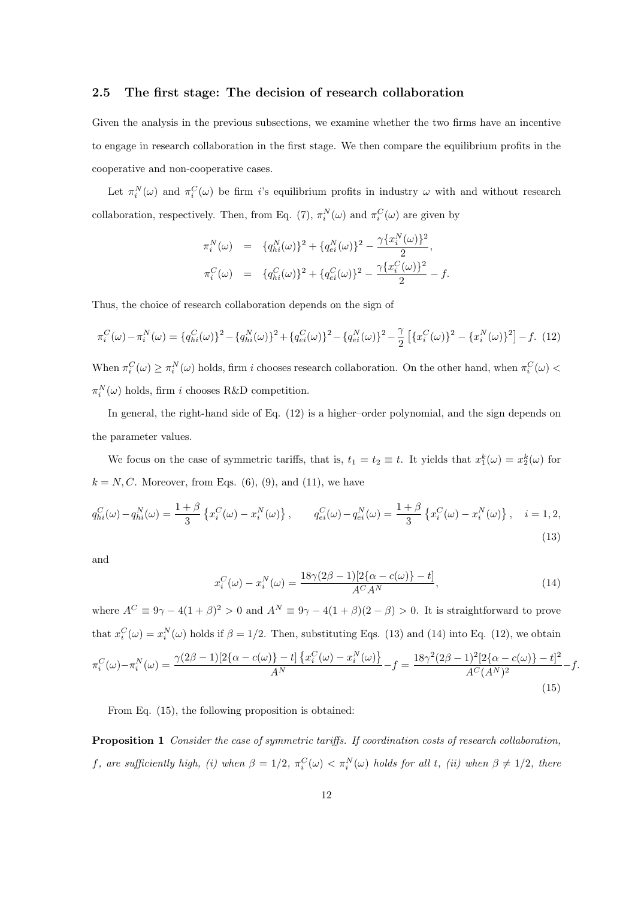### 2.5 The first stage: The decision of research collaboration

Given the analysis in the previous subsections, we examine whether the two firms have an incentive to engage in research collaboration in the first stage. We then compare the equilibrium profits in the cooperative and non-cooperative cases.

Let $\pi_i^N(\omega)$ and $\pi_i^C(\omega)$ be firm $i$'s equilibrium profits in industry $\omega$ with and without research collaboration, respectively. Then, from Eq. (7), $\pi_i^N(\omega)$ and $\pi_i^C(\omega)$ are given by

$$\begin{aligned}
\pi_i^N(\omega) &= \{q_{hi}^N(\omega)\}^2 + \{q_{ei}^N(\omega)\}^2 - \frac{\gamma\{x_i^N(\omega)\}^2}{2}, \\
\pi_i^C(\omega) &= \{q_{hi}^C(\omega)\}^2 + \{q_{ei}^C(\omega)\}^2 - \frac{\gamma\{x_i^C(\omega)\}^2}{2} - f.
\end{aligned}$$

Thus, the choice of research collaboration depends on the sign of

$$\pi_i^C(\omega) - \pi_i^N(\omega) = \{q_{hi}^C(\omega)\}^2 - \{q_{hi}^N(\omega)\}^2 + \{q_{ei}^C(\omega)\}^2 - \{q_{ei}^N(\omega)\}^2 - \frac{\gamma}{2}\left[\{x_i^C(\omega)\}^2 - \{x_i^N(\omega)\}^2\right] - f. \quad (12)$$

When $\pi_i^C(\omega) \geq \pi_i^N(\omega)$ holds, firm $i$ chooses research collaboration. On the other hand, when $\pi_i^C(\omega) < \pi_i^N(\omega)$ holds, firm $i$ chooses R&D competition.

In general, the right-hand side of Eq. (12) is a higher–order polynomial, and the sign depends on the parameter values.

We focus on the case of symmetric tariffs, that is, $t_1 = t_2 \equiv t$. It yields that $x_1^k(\omega) = x_2^k(\omega)$ for $k = N, C$. Moreover, from Eqs. (6), (9), and (11), we have

$$q_{hi}^C(\omega) - q_{hi}^N(\omega) = \frac{1+\beta}{3}\left\{x_i^C(\omega) - x_i^N(\omega)\right\}, \qquad q_{ei}^C(\omega) - q_{ei}^N(\omega) = \frac{1+\beta}{3}\left\{x_i^C(\omega) - x_i^N(\omega)\right\}, \quad i = 1, 2, \quad (13)$$

and

$$x_i^C(\omega) - x_i^N(\omega) = \frac{18\gamma(2\beta-1)[2\{\alpha - c(\omega)\} - t]}{A^C A^N}, \quad (14)$$

where $A^C \equiv 9\gamma - 4(1+\beta)^2 > 0$ and $A^N \equiv 9\gamma - 4(1+\beta)(2-\beta) > 0$. It is straightforward to prove that $x_i^C(\omega) = x_i^N(\omega)$ holds if $\beta = 1/2$. Then, substituting Eqs. (13) and (14) into Eq. (12), we obtain

$$\pi_i^C(\omega) - \pi_i^N(\omega) = \frac{\gamma(2\beta-1)[2\{\alpha - c(\omega)\} - t]\left\{x_i^C(\omega) - x_i^N(\omega)\right\}}{A^N} - f = \frac{18\gamma^2(2\beta-1)^2[2\{\alpha - c(\omega)\} - t]^2}{A^C(A^N)^2} - f. \quad (15)$$

From Eq. (15), the following proposition is obtained:

**Proposition 1** *Consider the case of symmetric tariffs. If coordination costs of research collaboration, $f$, are sufficiently high, (i) when $\beta = 1/2$, $\pi_i^C(\omega) < \pi_i^N(\omega)$ holds for all $t$, (ii) when $\beta \neq 1/2$, there*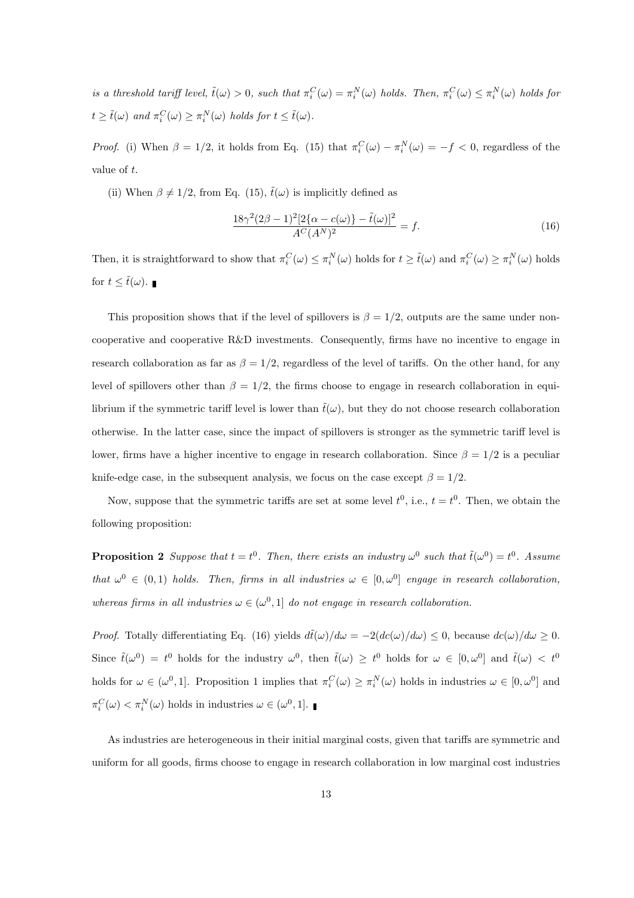*is a threshold tariff level, $\tilde{t}(\omega) > 0$, such that $\pi_i^C(\omega) = \pi_i^N(\omega)$ holds. Then, $\pi_i^C(\omega) \leq \pi_i^N(\omega)$ holds for $t \geq \tilde{t}(\omega)$ and $\pi_i^C(\omega) \geq \pi_i^N(\omega)$ holds for $t \leq \tilde{t}(\omega)$.*

*Proof.* (i) When $\beta = 1/2$, it holds from Eq. (15) that $\pi_i^C(\omega) - \pi_i^N(\omega) = -f < 0$, regardless of the value of $t$.

(ii) When $\beta \neq 1/2$, from Eq. (15), $\tilde{t}(\omega)$ is implicitly defined as

$$\frac{18\gamma^2(2\beta - 1)^2[2\{\alpha - c(\omega)\} - \tilde{t}(\omega)]^2}{A^C(A^N)^2} = f. \tag{16}$$

Then, it is straightforward to show that $\pi_i^C(\omega) \leq \pi_i^N(\omega)$ holds for $t \geq \tilde{t}(\omega)$ and $\pi_i^C(\omega) \geq \pi_i^N(\omega)$ holds for $t \leq \tilde{t}(\omega)$. ∎

This proposition shows that if the level of spillovers is $\beta = 1/2$, outputs are the same under non-cooperative and cooperative R&D investments. Consequently, firms have no incentive to engage in research collaboration as far as $\beta = 1/2$, regardless of the level of tariffs. On the other hand, for any level of spillovers other than $\beta = 1/2$, the firms choose to engage in research collaboration in equilibrium if the symmetric tariff level is lower than $\tilde{t}(\omega)$, but they do not choose research collaboration otherwise. In the latter case, since the impact of spillovers is stronger as the symmetric tariff level is lower, firms have a higher incentive to engage in research collaboration. Since $\beta = 1/2$ is a peculiar knife-edge case, in the subsequent analysis, we focus on the case except $\beta = 1/2$.

Now, suppose that the symmetric tariffs are set at some level $t^0$, i.e., $t = t^0$. Then, we obtain the following proposition:

**Proposition 2** *Suppose that $t = t^0$. Then, there exists an industry $\omega^0$ such that $\tilde{t}(\omega^0) = t^0$. Assume that $\omega^0 \in (0, 1)$ holds. Then, firms in all industries $\omega \in [0, \omega^0]$ engage in research collaboration, whereas firms in all industries $\omega \in (\omega^0, 1]$ do not engage in research collaboration.*

*Proof.* Totally differentiating Eq. (16) yields $d\tilde{t}(\omega)/d\omega = -2(dc(\omega)/d\omega) \leq 0$, because $dc(\omega)/d\omega \geq 0$. Since $\tilde{t}(\omega^0) = t^0$ holds for the industry $\omega^0$, then $\tilde{t}(\omega) \geq t^0$ holds for $\omega \in [0, \omega^0]$ and $\tilde{t}(\omega) < t^0$ holds for $\omega \in (\omega^0, 1]$. Proposition 1 implies that $\pi_i^C(\omega) \geq \pi_i^N(\omega)$ holds in industries $\omega \in [0, \omega^0]$ and $\pi_i^C(\omega) < \pi_i^N(\omega)$ holds in industries $\omega \in (\omega^0, 1]$. ∎

As industries are heterogeneous in their initial marginal costs, given that tariffs are symmetric and uniform for all goods, firms choose to engage in research collaboration in low marginal cost industries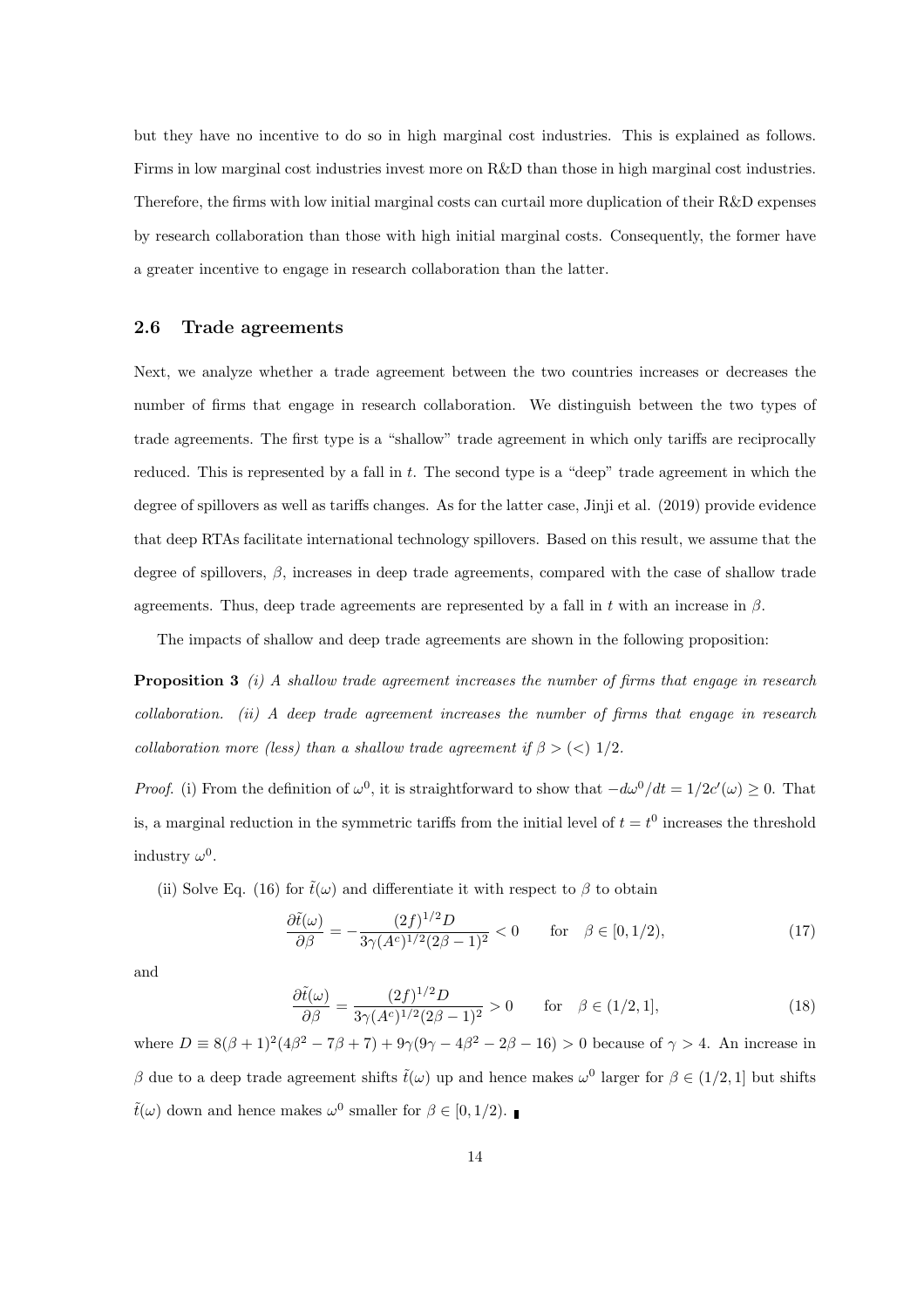but they have no incentive to do so in high marginal cost industries. This is explained as follows. Firms in low marginal cost industries invest more on R&D than those in high marginal cost industries. Therefore, the firms with low initial marginal costs can curtail more duplication of their R&D expenses by research collaboration than those with high initial marginal costs. Consequently, the former have a greater incentive to engage in research collaboration than the latter.

### 2.6 Trade agreements

Next, we analyze whether a trade agreement between the two countries increases or decreases the number of firms that engage in research collaboration. We distinguish between the two types of trade agreements. The first type is a "shallow" trade agreement in which only tariffs are reciprocally reduced. This is represented by a fall in $t$. The second type is a "deep" trade agreement in which the degree of spillovers as well as tariffs changes. As for the latter case, Jinji et al. (2019) provide evidence that deep RTAs facilitate international technology spillovers. Based on this result, we assume that the degree of spillovers, $\beta$, increases in deep trade agreements, compared with the case of shallow trade agreements. Thus, deep trade agreements are represented by a fall in $t$ with an increase in $\beta$.

The impacts of shallow and deep trade agreements are shown in the following proposition:

**Proposition 3** *(i) A shallow trade agreement increases the number of firms that engage in research collaboration. (ii) A deep trade agreement increases the number of firms that engage in research collaboration more (less) than a shallow trade agreement if $\beta > (<)\ 1/2$.*

*Proof.* (i) From the definition of $\omega^0$, it is straightforward to show that $-d\omega^0/dt = 1/2c'(\omega) \geq 0$. That is, a marginal reduction in the symmetric tariffs from the initial level of $t = t^0$ increases the threshold industry $\omega^0$.

(ii) Solve Eq. (16) for $\tilde{t}(\omega)$ and differentiate it with respect to $\beta$ to obtain

$$\frac{\partial \tilde{t}(\omega)}{\partial \beta} = -\frac{(2f)^{1/2} D}{3\gamma (A^c)^{1/2}(2\beta - 1)^2} < 0 \qquad \text{for} \quad \beta \in [0, 1/2), \tag{17}$$

and

$$\frac{\partial \tilde{t}(\omega)}{\partial \beta} = \frac{(2f)^{1/2} D}{3\gamma (A^c)^{1/2}(2\beta - 1)^2} > 0 \qquad \text{for} \quad \beta \in (1/2, 1], \tag{18}$$

where $D \equiv 8(\beta+1)^2(4\beta^2 - 7\beta + 7) + 9\gamma(9\gamma - 4\beta^2 - 2\beta - 16) > 0$ because of $\gamma > 4$. An increase in $\beta$ due to a deep trade agreement shifts $\tilde{t}(\omega)$ up and hence makes $\omega^0$ larger for $\beta \in (1/2, 1]$ but shifts $\tilde{t}(\omega)$ down and hence makes $\omega^0$ smaller for $\beta \in [0, 1/2)$. ∎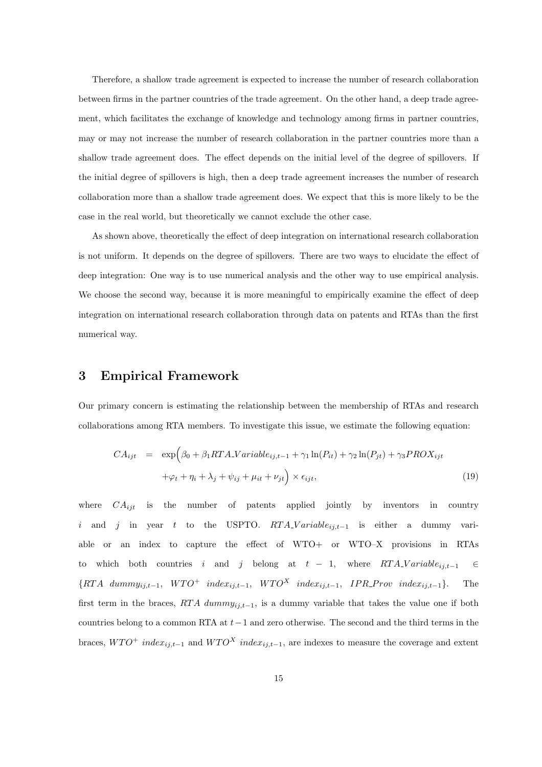Therefore, a shallow trade agreement is expected to increase the number of research collaboration between firms in the partner countries of the trade agreement. On the other hand, a deep trade agreement, which facilitates the exchange of knowledge and technology among firms in partner countries, may or may not increase the number of research collaboration in the partner countries more than a shallow trade agreement does. The effect depends on the initial level of the degree of spillovers. If the initial degree of spillovers is high, then a deep trade agreement increases the number of research collaboration more than a shallow trade agreement does. We expect that this is more likely to be the case in the real world, but theoretically we cannot exclude the other case.

As shown above, theoretically the effect of deep integration on international research collaboration is not uniform. It depends on the degree of spillovers. There are two ways to elucidate the effect of deep integration: One way is to use numerical analysis and the other way to use empirical analysis. We choose the second way, because it is more meaningful to empirically examine the effect of deep integration on international research collaboration through data on patents and RTAs than the first numerical way.

## 3 Empirical Framework

Our primary concern is estimating the relationship between the membership of RTAs and research collaborations among RTA members. To investigate this issue, we estimate the following equation:

$$
\begin{aligned}
CA_{ijt} = \; & \exp\Big(\beta_0 + \beta_1 RTA\_Variable_{ij,t-1} + \gamma_1 \ln(P_{it}) + \gamma_2 \ln(P_{jt}) + \gamma_3 PROX_{ijt} \\
& + \varphi_t + \eta_i + \lambda_j + \psi_{ij} + \mu_{it} + \nu_{jt}\Big) \times \epsilon_{ijt},
\end{aligned}
\tag{19}
$$

where $CA_{ijt}$ is the number of patents applied jointly by inventors in country $i$ and $j$ in year $t$ to the USPTO. $RTA\_Variable_{ij,t-1}$ is either a dummy variable or an index to capture the effect of WTO+ or WTO–X provisions in RTAs to which both countries $i$ and $j$ belong at $t-1$, where $RTA\_Variable_{ij,t-1} \in \{RTA\ dummy_{ij,t-1},\ WTO^{+}\ index_{ij,t-1},\ WTO^{X}\ index_{ij,t-1},\ IPR\_Prov\ index_{ij,t-1}\}$. The first term in the braces, $RTA\ dummy_{ij,t-1}$, is a dummy variable that takes the value one if both countries belong to a common RTA at $t-1$ and zero otherwise. The second and the third terms in the braces, $WTO^{+}\ index_{ij,t-1}$ and $WTO^{X}\ index_{ij,t-1}$, are indexes to measure the coverage and extent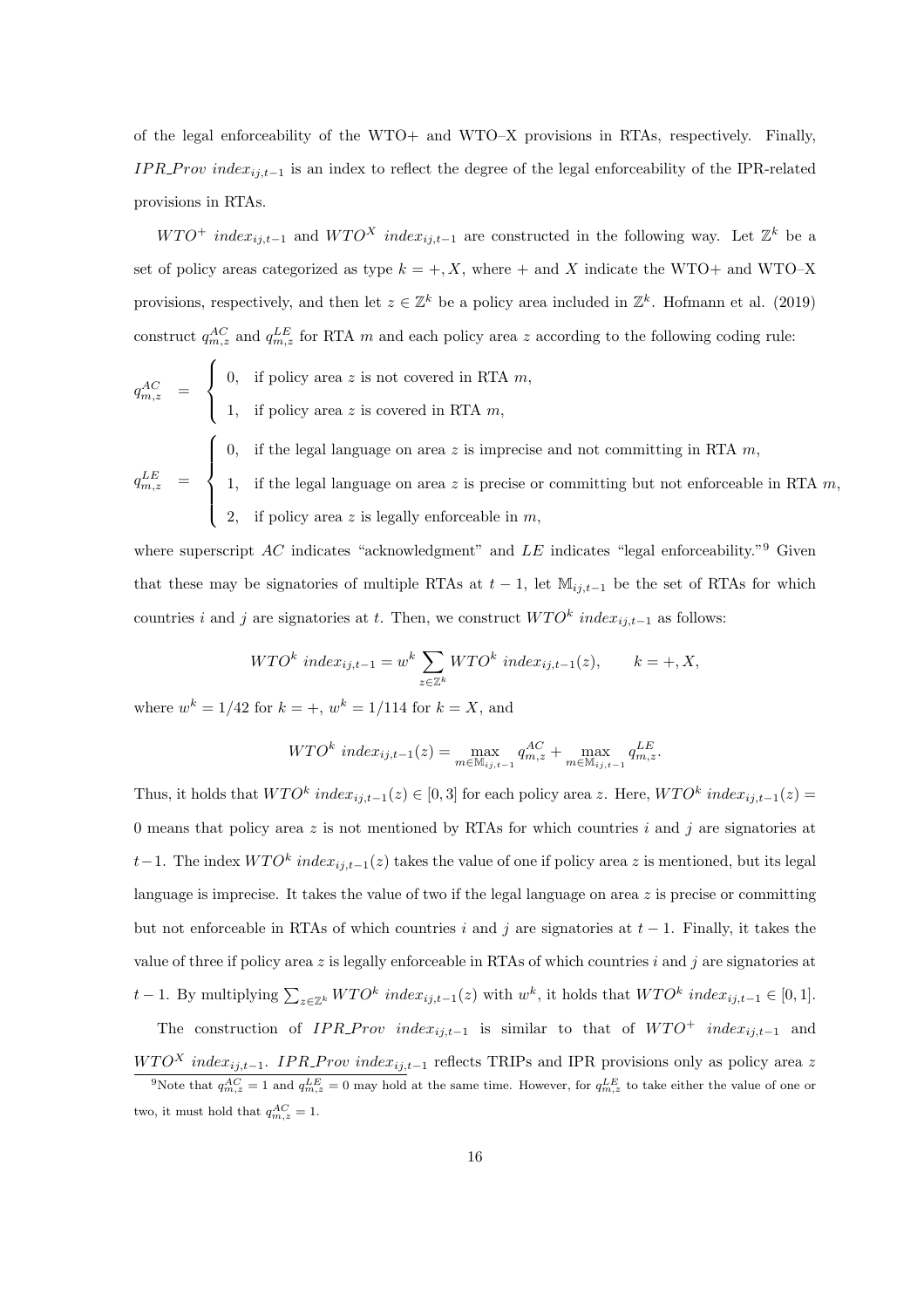of the legal enforceability of the WTO+ and WTO–X provisions in RTAs, respectively. Finally, $IPR\_Prov\ index_{ij,t-1}$ is an index to reflect the degree of the legal enforceability of the IPR-related provisions in RTAs.

$WTO^{+}\ index_{ij,t-1}$ and $WTO^{X}\ index_{ij,t-1}$ are constructed in the following way. Let $\mathbb{Z}^k$ be a set of policy areas categorized as type $k = +, X$, where $+$ and $X$ indicate the WTO+ and WTO–X provisions, respectively, and then let $z \in \mathbb{Z}^k$ be a policy area included in $\mathbb{Z}^k$. Hofmann et al. (2019) construct $q^{AC}_{m,z}$ and $q^{LE}_{m,z}$ for RTA $m$ and each policy area $z$ according to the following coding rule:

$$
q^{AC}_{m,z} = \begin{cases} 0, & \text{if policy area } z \text{ is not covered in RTA } m, \\ 1, & \text{if policy area } z \text{ is covered in RTA } m, \end{cases}
$$

$$
q^{LE}_{m,z} = \begin{cases} 0, & \text{if the legal language on area } z \text{ is imprecise and not committing in RTA } m, \\ 1, & \text{if the legal language on area } z \text{ is precise or committing but not enforceable in RTA } m, \\ 2, & \text{if policy area } z \text{ is legally enforceable in } m, \end{cases}
$$

where superscript $AC$ indicates "acknowledgment" and $LE$ indicates "legal enforceability."[9] Given that these may be signatories of multiple RTAs at $t-1$, let $\mathbb{M}_{ij,t-1}$ be the set of RTAs for which countries $i$ and $j$ are signatories at $t$. Then, we construct $WTO^{k}\ index_{ij,t-1}$ as follows:

$$
WTO^{k}\ index_{ij,t-1} = w^k \sum_{z \in \mathbb{Z}^k} WTO^{k}\ index_{ij,t-1}(z), \qquad k = +, X,
$$

where $w^k = 1/42$ for $k = +$, $w^k = 1/114$ for $k = X$, and

$$
WTO^{k}\ index_{ij,t-1}(z) = \max_{m \in \mathbb{M}_{ij,t-1}} q^{AC}_{m,z} + \max_{m \in \mathbb{M}_{ij,t-1}} q^{LE}_{m,z}.
$$

Thus, it holds that $WTO^{k}\ index_{ij,t-1}(z) \in [0, 3]$ for each policy area $z$. Here, $WTO^{k}\ index_{ij,t-1}(z) = 0$ means that policy area $z$ is not mentioned by RTAs for which countries $i$ and $j$ are signatories at $t-1$. The index $WTO^{k}\ index_{ij,t-1}(z)$ takes the value of one if policy area $z$ is mentioned, but its legal language is imprecise. It takes the value of two if the legal language on area $z$ is precise or committing but not enforceable in RTAs of which countries $i$ and $j$ are signatories at $t-1$. Finally, it takes the value of three if policy area $z$ is legally enforceable in RTAs of which countries $i$ and $j$ are signatories at $t-1$. By multiplying $\sum_{z \in \mathbb{Z}^k} WTO^{k}\ index_{ij,t-1}(z)$ with $w^k$, it holds that $WTO^{k}\ index_{ij,t-1} \in [0, 1]$.

The construction of $IPR\_Prov\ index_{ij,t-1}$ is similar to that of $WTO^{+}\ index_{ij,t-1}$ and $WTO^{X}\ index_{ij,t-1}$. $IPR\_Prov\ index_{ij,t-1}$ reflects TRIPs and IPR provisions only as policy area $z$

[9] Note that $q^{AC}_{m,z} = 1$ and $q^{LE}_{m,z} = 0$ may hold at the same time. However, for $q^{LE}_{m,z}$ to take either the value of one or two, it must hold that $q^{AC}_{m,z} = 1$.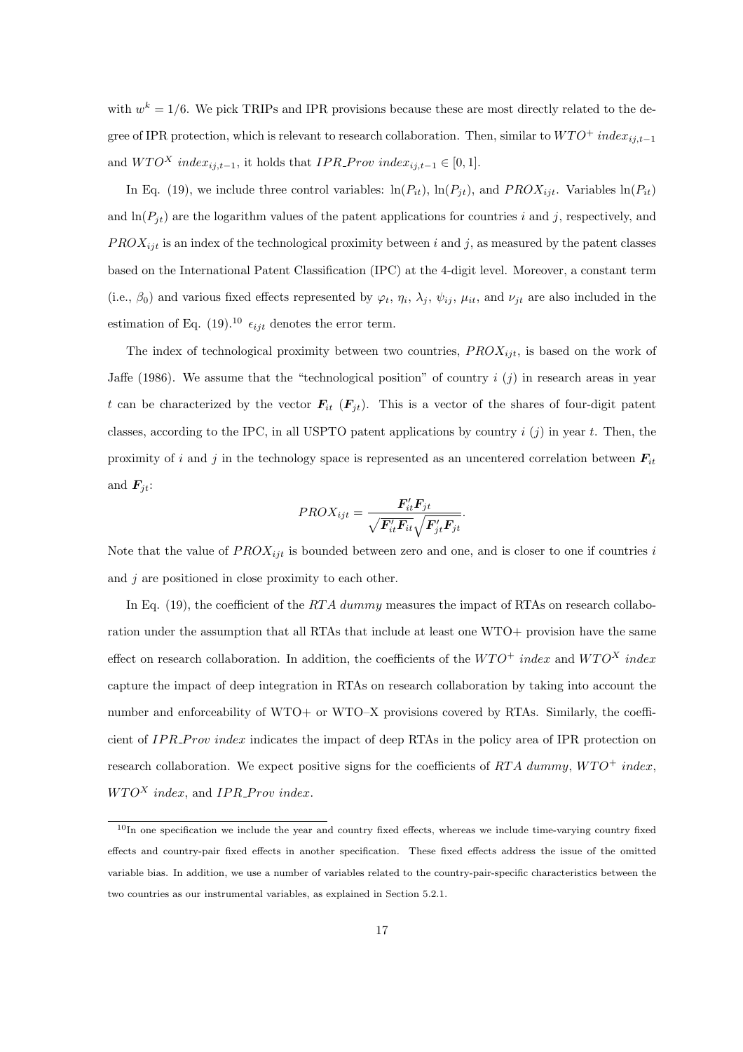with $w^k = 1/6$. We pick TRIPs and IPR provisions because these are most directly related to the degree of IPR protection, which is relevant to research collaboration. Then, similar to $WTO^+ \ index_{ij,t-1}$ and $WTO^X \ index_{ij,t-1}$, it holds that $IPR\_Prov \ index_{ij,t-1} \in [0, 1]$.

In Eq. (19), we include three control variables: $\ln(P_{it})$, $\ln(P_{jt})$, and $PROX_{ijt}$. Variables $\ln(P_{it})$ and $\ln(P_{jt})$ are the logarithm values of the patent applications for countries $i$ and $j$, respectively, and $PROX_{ijt}$ is an index of the technological proximity between $i$ and $j$, as measured by the patent classes based on the International Patent Classification (IPC) at the 4-digit level. Moreover, a constant term (i.e., $\beta_0$) and various fixed effects represented by $\varphi_t$, $\eta_i$, $\lambda_j$, $\psi_{ij}$, $\mu_{it}$, and $\nu_{jt}$ are also included in the estimation of Eq. (19).[10] $\epsilon_{ijt}$ denotes the error term.

The index of technological proximity between two countries, $PROX_{ijt}$, is based on the work of Jaffe (1986). We assume that the "technological position" of country $i$ ($j$) in research areas in year $t$ can be characterized by the vector $\boldsymbol{F}_{it}$ ($\boldsymbol{F}_{jt}$). This is a vector of the shares of four-digit patent classes, according to the IPC, in all USPTO patent applications by country $i$ ($j$) in year $t$. Then, the proximity of $i$ and $j$ in the technology space is represented as an uncentered correlation between $\boldsymbol{F}_{it}$ and $\boldsymbol{F}_{jt}$:

$$PROX_{ijt} = \frac{\boldsymbol{F}_{it}' \boldsymbol{F}_{jt}}{\sqrt{\boldsymbol{F}_{it}' \boldsymbol{F}_{it}} \sqrt{\boldsymbol{F}_{jt}' \boldsymbol{F}_{jt}}}.$$

Note that the value of $PROX_{ijt}$ is bounded between zero and one, and is closer to one if countries $i$ and $j$ are positioned in close proximity to each other.

In Eq. (19), the coefficient of the $RTA \ dummy$ measures the impact of RTAs on research collaboration under the assumption that all RTAs that include at least one WTO+ provision have the same effect on research collaboration. In addition, the coefficients of the $WTO^+ \ index$ and $WTO^X \ index$ capture the impact of deep integration in RTAs on research collaboration by taking into account the number and enforceability of WTO+ or WTO–X provisions covered by RTAs. Similarly, the coefficient of $IPR\_Prov \ index$ indicates the impact of deep RTAs in the policy area of IPR protection on research collaboration. We expect positive signs for the coefficients of $RTA \ dummy$, $WTO^+ \ index$, $WTO^X \ index$, and $IPR\_Prov \ index$.

[10] In one specification we include the year and country fixed effects, whereas we include time-varying country fixed effects and country-pair fixed effects in another specification. These fixed effects address the issue of the omitted variable bias. In addition, we use a number of variables related to the country-pair-specific characteristics between the two countries as our instrumental variables, as explained in Section 5.2.1.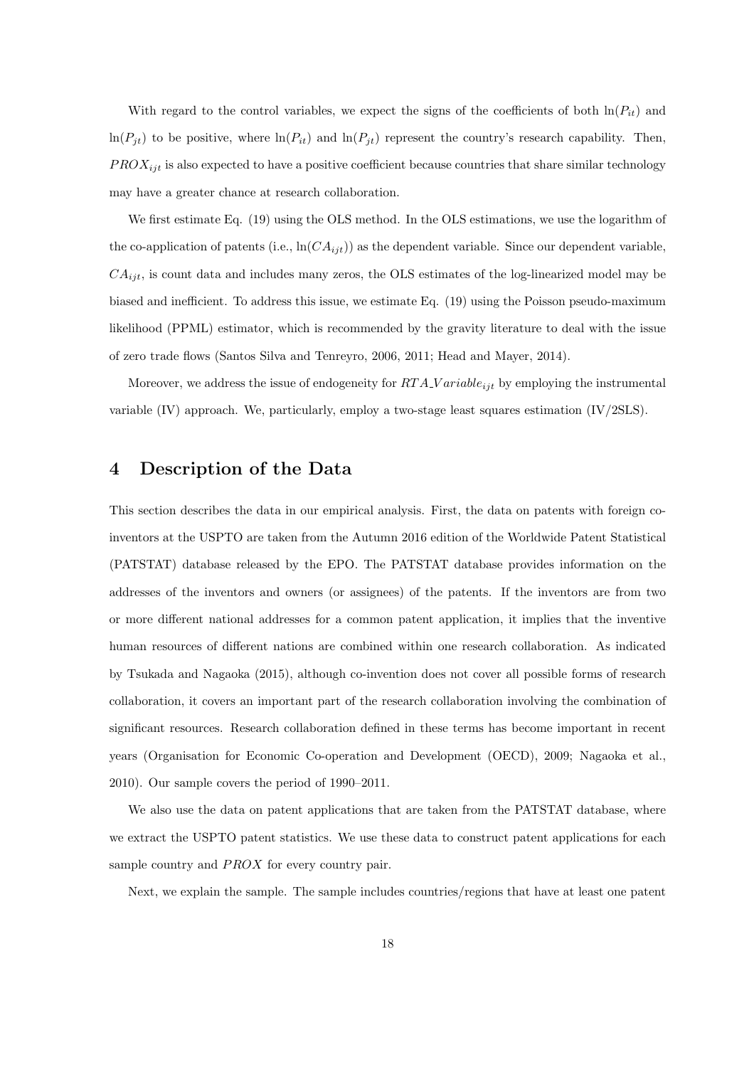With regard to the control variables, we expect the signs of the coefficients of both $\ln(P_{it})$ and $\ln(P_{jt})$ to be positive, where $\ln(P_{it})$ and $\ln(P_{jt})$ represent the country's research capability. Then, $PROX_{ijt}$ is also expected to have a positive coefficient because countries that share similar technology may have a greater chance at research collaboration.

We first estimate Eq. (19) using the OLS method. In the OLS estimations, we use the logarithm of the co-application of patents (i.e., $\ln(CA_{ijt})$) as the dependent variable. Since our dependent variable, $CA_{ijt}$, is count data and includes many zeros, the OLS estimates of the log-linearized model may be biased and inefficient. To address this issue, we estimate Eq. (19) using the Poisson pseudo-maximum likelihood (PPML) estimator, which is recommended by the gravity literature to deal with the issue of zero trade flows (Santos Silva and Tenreyro, 2006, 2011; Head and Mayer, 2014).

Moreover, we address the issue of endogeneity for $RTA\_Variable_{ijt}$ by employing the instrumental variable (IV) approach. We, particularly, employ a two-stage least squares estimation (IV/2SLS).

# 4 Description of the Data

This section describes the data in our empirical analysis. First, the data on patents with foreign co-inventors at the USPTO are taken from the Autumn 2016 edition of the Worldwide Patent Statistical (PATSTAT) database released by the EPO. The PATSTAT database provides information on the addresses of the inventors and owners (or assignees) of the patents. If the inventors are from two or more different national addresses for a common patent application, it implies that the inventive human resources of different nations are combined within one research collaboration. As indicated by Tsukada and Nagaoka (2015), although co-invention does not cover all possible forms of research collaboration, it covers an important part of the research collaboration involving the combination of significant resources. Research collaboration defined in these terms has become important in recent years (Organisation for Economic Co-operation and Development (OECD), 2009; Nagaoka et al., 2010). Our sample covers the period of 1990–2011.

We also use the data on patent applications that are taken from the PATSTAT database, where we extract the USPTO patent statistics. We use these data to construct patent applications for each sample country and $PROX$ for every country pair.

Next, we explain the sample. The sample includes countries/regions that have at least one patent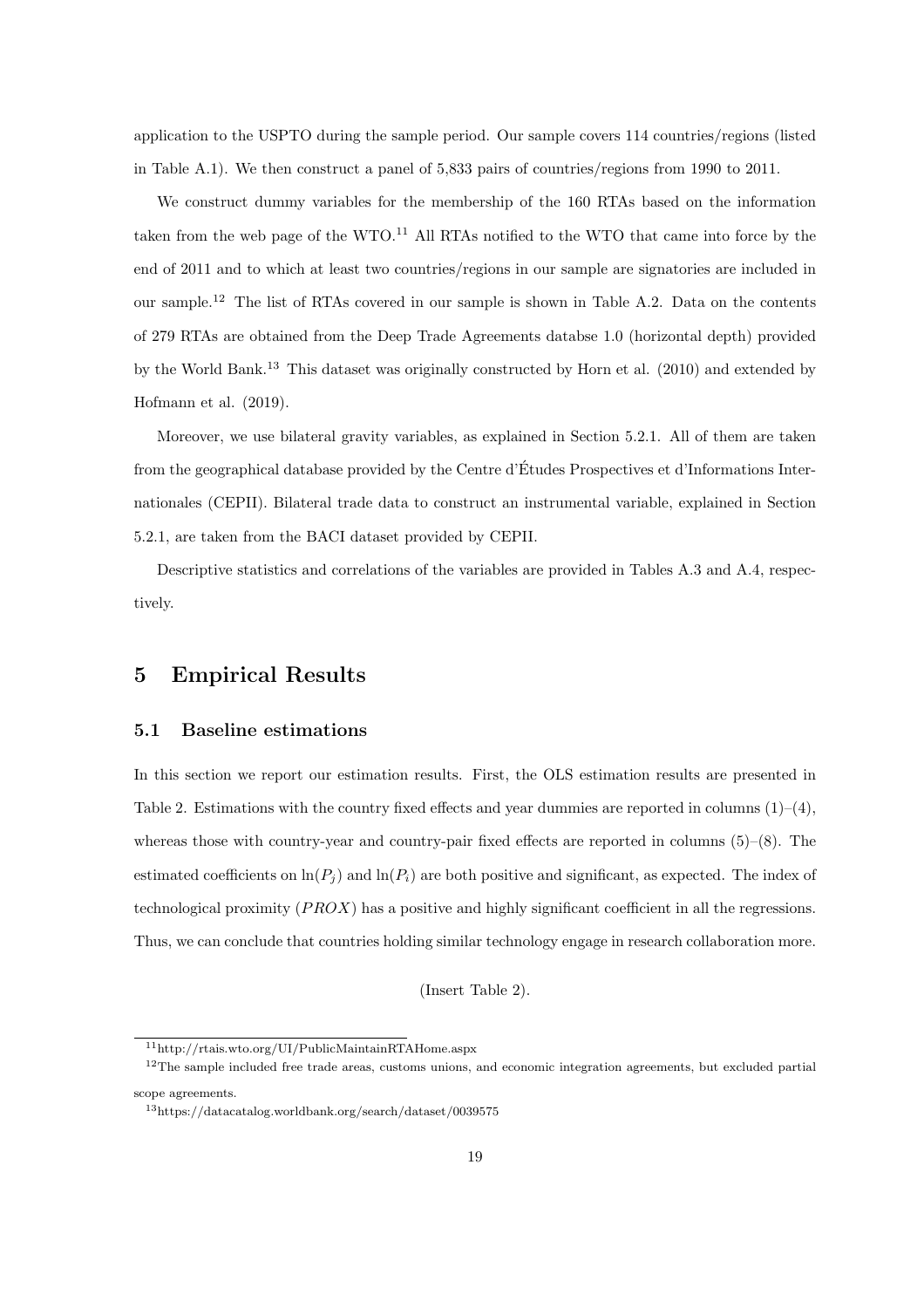application to the USPTO during the sample period. Our sample covers 114 countries/regions (listed in Table A.1). We then construct a panel of 5,833 pairs of countries/regions from 1990 to 2011.

We construct dummy variables for the membership of the 160 RTAs based on the information taken from the web page of the WTO.[11] All RTAs notified to the WTO that came into force by the end of 2011 and to which at least two countries/regions in our sample are signatories are included in our sample.[12] The list of RTAs covered in our sample is shown in Table A.2. Data on the contents of 279 RTAs are obtained from the Deep Trade Agreements databse 1.0 (horizontal depth) provided by the World Bank.[13] This dataset was originally constructed by Horn et al. (2010) and extended by Hofmann et al. (2019).

Moreover, we use bilateral gravity variables, as explained in Section 5.2.1. All of them are taken from the geographical database provided by the Centre d'Études Prospectives et d'Informations Internationales (CEPII). Bilateral trade data to construct an instrumental variable, explained in Section 5.2.1, are taken from the BACI dataset provided by CEPII.

Descriptive statistics and correlations of the variables are provided in Tables A.3 and A.4, respectively.

# 5 Empirical Results

## 5.1 Baseline estimations

In this section we report our estimation results. First, the OLS estimation results are presented in Table 2. Estimations with the country fixed effects and year dummies are reported in columns (1)–(4), whereas those with country-year and country-pair fixed effects are reported in columns (5)–(8). The estimated coefficients on $\ln(P_j)$ and $\ln(P_i)$ are both positive and significant, as expected. The index of technological proximity ($PROX$) has a positive and highly significant coefficient in all the regressions. Thus, we can conclude that countries holding similar technology engage in research collaboration more.

(Insert Table 2).

[11] http://rtais.wto.org/UI/PublicMaintainRTAHome.aspx

[12] The sample included free trade areas, customs unions, and economic integration agreements, but excluded partial scope agreements.

[13] https://datacatalog.worldbank.org/search/dataset/0039575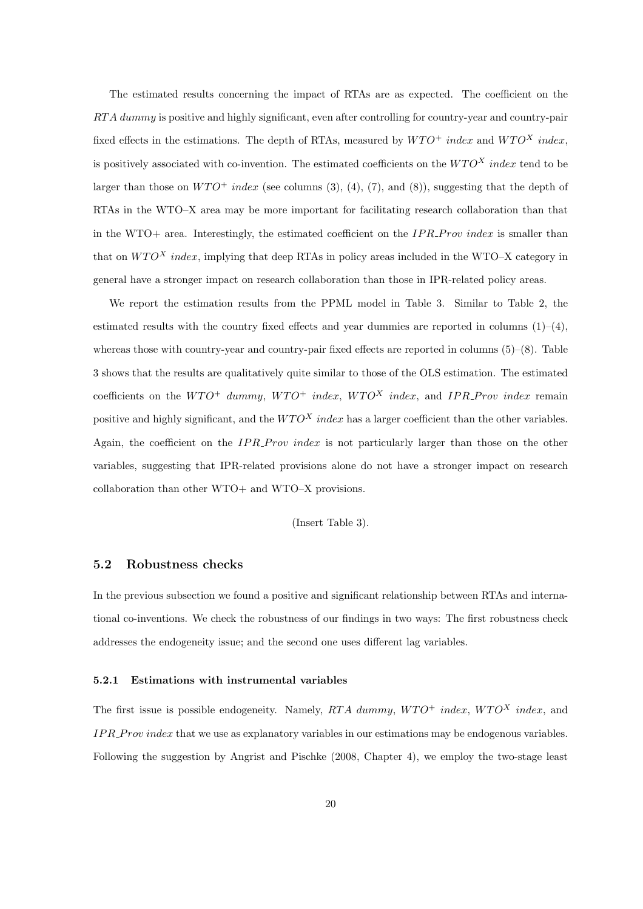The estimated results concerning the impact of RTAs are as expected. The coefficient on the *RTA dummy* is positive and highly significant, even after controlling for country-year and country-pair fixed effects in the estimations. The depth of RTAs, measured by $WTO^{+}$ *index* and $WTO^{X}$ *index*, is positively associated with co-invention. The estimated coefficients on the $WTO^{X}$ *index* tend to be larger than those on $WTO^{+}$ *index* (see columns (3), (4), (7), and (8)), suggesting that the depth of RTAs in the WTO–X area may be more important for facilitating research collaboration than that in the WTO+ area. Interestingly, the estimated coefficient on the *IPR_Prov index* is smaller than that on $WTO^{X}$ *index*, implying that deep RTAs in policy areas included in the WTO–X category in general have a stronger impact on research collaboration than those in IPR-related policy areas.

We report the estimation results from the PPML model in Table 3. Similar to Table 2, the estimated results with the country fixed effects and year dummies are reported in columns (1)–(4), whereas those with country-year and country-pair fixed effects are reported in columns (5)–(8). Table 3 shows that the results are qualitatively quite similar to those of the OLS estimation. The estimated coefficients on the $WTO^{+}$ *dummy*, $WTO^{+}$ *index*, $WTO^{X}$ *index*, and *IPR_Prov index* remain positive and highly significant, and the $WTO^{X}$ *index* has a larger coefficient than the other variables. Again, the coefficient on the *IPR_Prov index* is not particularly larger than those on the other variables, suggesting that IPR-related provisions alone do not have a stronger impact on research collaboration than other WTO+ and WTO–X provisions.

(Insert Table 3).

### 5.2 Robustness checks

In the previous subsection we found a positive and significant relationship between RTAs and international co-inventions. We check the robustness of our findings in two ways: The first robustness check addresses the endogeneity issue; and the second one uses different lag variables.

#### 5.2.1 Estimations with instrumental variables

The first issue is possible endogeneity. Namely, *RTA dummy*, $WTO^{+}$ *index*, $WTO^{X}$ *index*, and *IPR_Prov index* that we use as explanatory variables in our estimations may be endogenous variables. Following the suggestion by Angrist and Pischke (2008, Chapter 4), we employ the two-stage least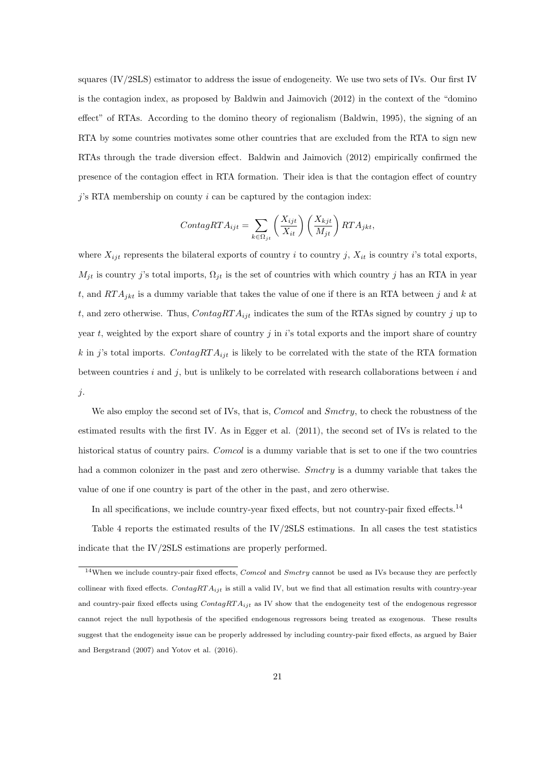squares (IV/2SLS) estimator to address the issue of endogeneity. We use two sets of IVs. Our first IV is the contagion index, as proposed by Baldwin and Jaimovich (2012) in the context of the "domino effect" of RTAs. According to the domino theory of regionalism (Baldwin, 1995), the signing of an RTA by some countries motivates some other countries that are excluded from the RTA to sign new RTAs through the trade diversion effect. Baldwin and Jaimovich (2012) empirically confirmed the presence of the contagion effect in RTA formation. Their idea is that the contagion effect of country $j$'s RTA membership on county $i$ can be captured by the contagion index:

$$ContagRTA_{ijt} = \sum_{k \in \Omega_{jt}} \left( \frac{X_{ijt}}{X_{it}} \right) \left( \frac{X_{kjt}}{M_{jt}} \right) RTA_{jkt},$$

where $X_{ijt}$ represents the bilateral exports of country $i$ to country $j$, $X_{it}$ is country $i$'s total exports, $M_{jt}$ is country $j$'s total imports, $\Omega_{jt}$ is the set of countries with which country $j$ has an RTA in year $t$, and $RTA_{jkt}$ is a dummy variable that takes the value of one if there is an RTA between $j$ and $k$ at $t$, and zero otherwise. Thus, $ContagRTA_{ijt}$ indicates the sum of the RTAs signed by country $j$ up to year $t$, weighted by the export share of country $j$ in $i$'s total exports and the import share of country $k$ in $j$'s total imports. $ContagRTA_{ijt}$ is likely to be correlated with the state of the RTA formation between countries $i$ and $j$, but is unlikely to be correlated with research collaborations between $i$ and $j$.

We also employ the second set of IVs, that is, *Comcol* and *Smctry*, to check the robustness of the estimated results with the first IV. As in Egger et al. (2011), the second set of IVs is related to the historical status of country pairs. *Comcol* is a dummy variable that is set to one if the two countries had a common colonizer in the past and zero otherwise. *Smctry* is a dummy variable that takes the value of one if one country is part of the other in the past, and zero otherwise.

In all specifications, we include country-year fixed effects, but not country-pair fixed effects.[14]

Table 4 reports the estimated results of the IV/2SLS estimations. In all cases the test statistics indicate that the IV/2SLS estimations are properly performed.

[14] When we include country-pair fixed effects, *Comcol* and *Smctry* cannot be used as IVs because they are perfectly collinear with fixed effects. $ContagRTA_{ijt}$ is still a valid IV, but we find that all estimation results with country-year and country-pair fixed effects using $ContagRTA_{ijt}$ as IV show that the endogeneity test of the endogenous regressor cannot reject the null hypothesis of the specified endogenous regressors being treated as exogenous. These results suggest that the endogeneity issue can be properly addressed by including country-pair fixed effects, as argued by Baier and Bergstrand (2007) and Yotov et al. (2016).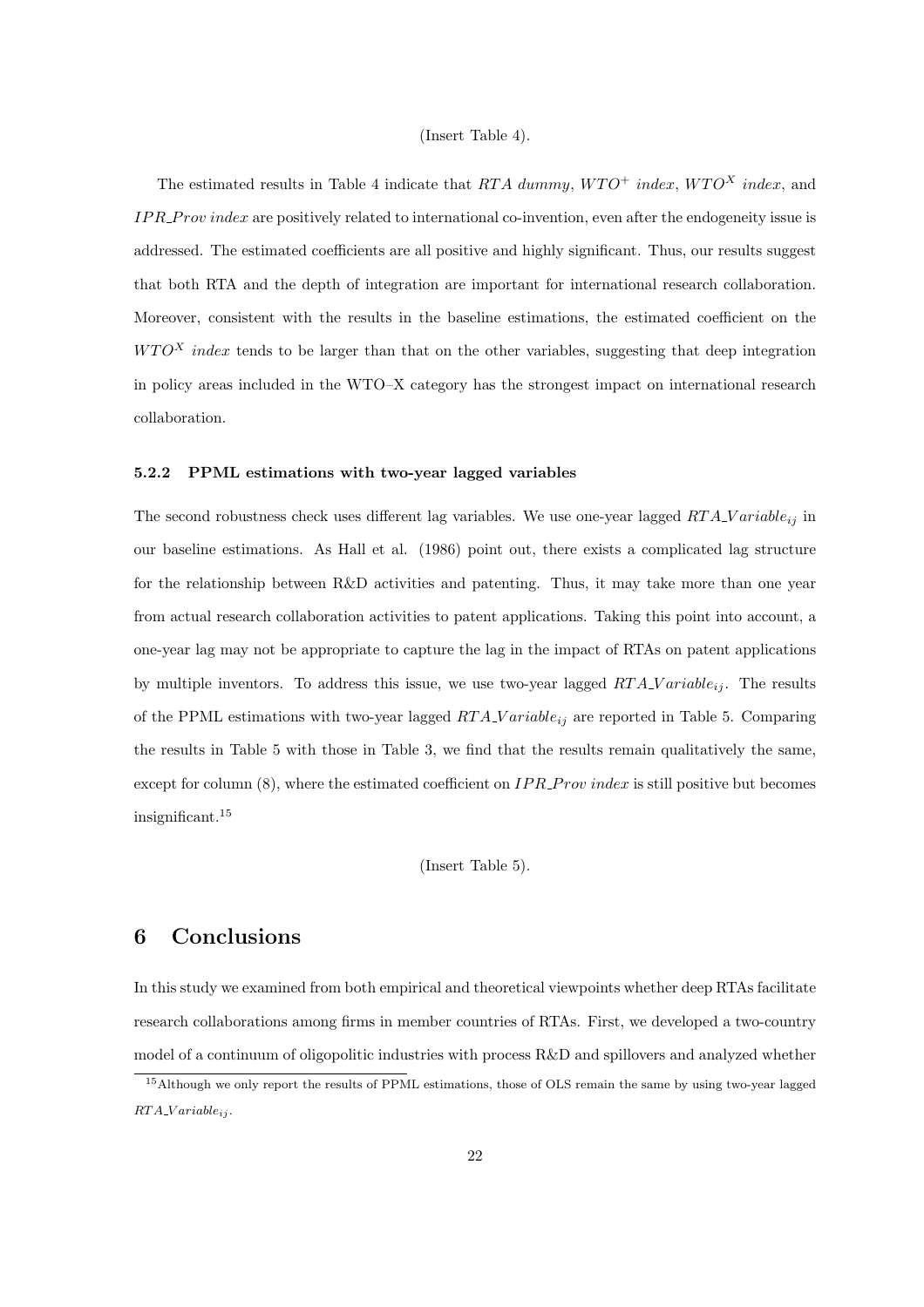(Insert Table 4).

The estimated results in Table 4 indicate that *RTA dummy*, $WTO^{+}$ *index*, $WTO^{X}$ *index*, and *IPR_Prov index* are positively related to international co-invention, even after the endogeneity issue is addressed. The estimated coefficients are all positive and highly significant. Thus, our results suggest that both RTA and the depth of integration are important for international research collaboration. Moreover, consistent with the results in the baseline estimations, the estimated coefficient on the $WTO^{X}$ *index* tends to be larger than that on the other variables, suggesting that deep integration in policy areas included in the WTO–X category has the strongest impact on international research collaboration.

### 5.2.2 PPML estimations with two-year lagged variables

The second robustness check uses different lag variables. We use one-year lagged $RTA\_Variable_{ij}$ in our baseline estimations. As Hall et al. (1986) point out, there exists a complicated lag structure for the relationship between R&D activities and patenting. Thus, it may take more than one year from actual research collaboration activities to patent applications. Taking this point into account, a one-year lag may not be appropriate to capture the lag in the impact of RTAs on patent applications by multiple inventors. To address this issue, we use two-year lagged $RTA\_Variable_{ij}$. The results of the PPML estimations with two-year lagged $RTA\_Variable_{ij}$ are reported in Table 5. Comparing the results in Table 5 with those in Table 3, we find that the results remain qualitatively the same, except for column (8), where the estimated coefficient on *IPR_Prov index* is still positive but becomes insignificant.[15]

(Insert Table 5).

## 6 Conclusions

In this study we examined from both empirical and theoretical viewpoints whether deep RTAs facilitate research collaborations among firms in member countries of RTAs. First, we developed a two-country model of a continuum of oligopolitic industries with process R&D and spillovers and analyzed whether

[15] Although we only report the results of PPML estimations, those of OLS remain the same by using two-year lagged $RTA\_Variable_{ij}$.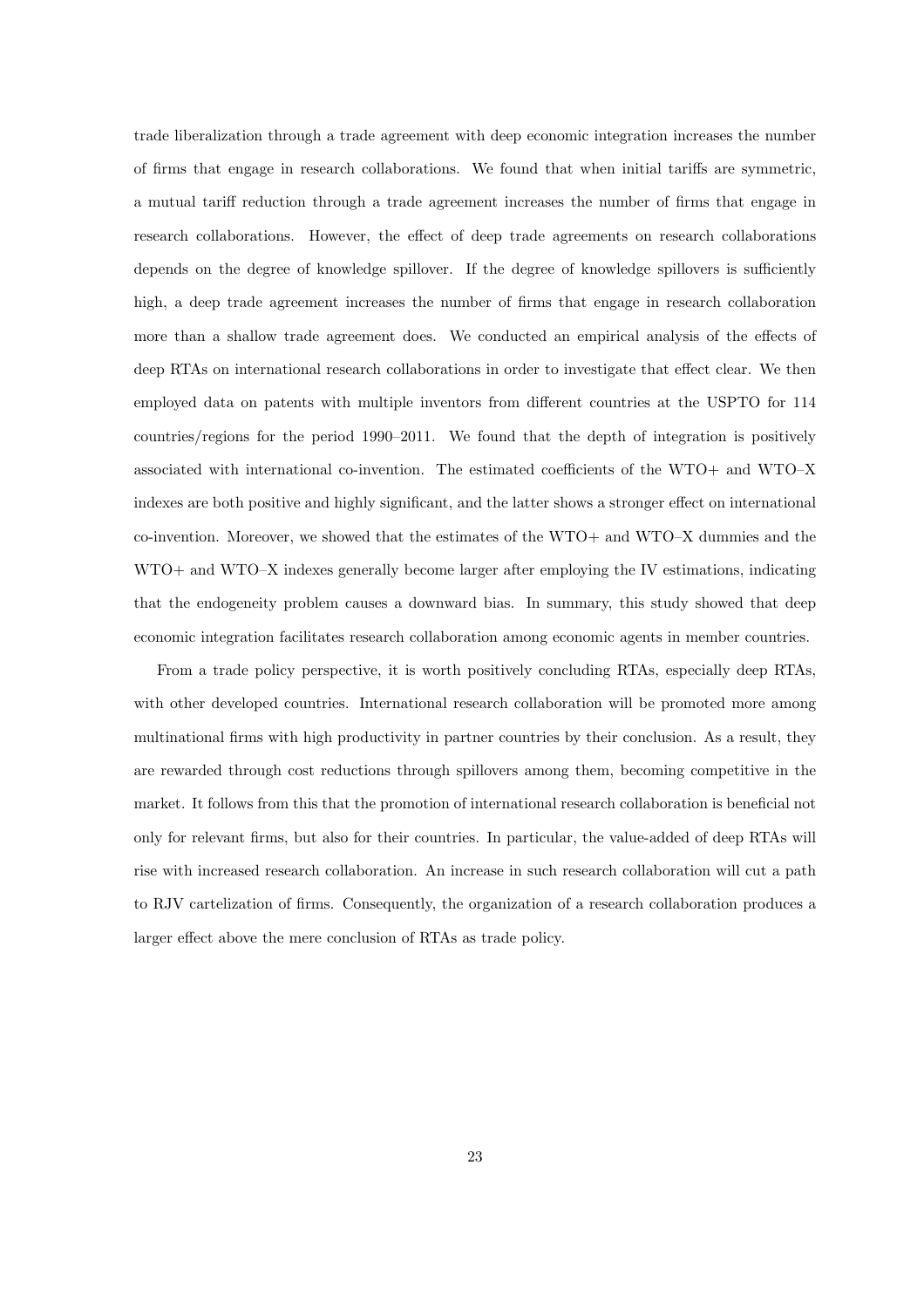trade liberalization through a trade agreement with deep economic integration increases the number of firms that engage in research collaborations. We found that when initial tariffs are symmetric, a mutual tariff reduction through a trade agreement increases the number of firms that engage in research collaborations. However, the effect of deep trade agreements on research collaborations depends on the degree of knowledge spillover. If the degree of knowledge spillovers is sufficiently high, a deep trade agreement increases the number of firms that engage in research collaboration more than a shallow trade agreement does. We conducted an empirical analysis of the effects of deep RTAs on international research collaborations in order to investigate that effect clear. We then employed data on patents with multiple inventors from different countries at the USPTO for 114 countries/regions for the period 1990–2011. We found that the depth of integration is positively associated with international co-invention. The estimated coefficients of the WTO+ and WTO–X indexes are both positive and highly significant, and the latter shows a stronger effect on international co-invention. Moreover, we showed that the estimates of the WTO+ and WTO–X dummies and the WTO+ and WTO–X indexes generally become larger after employing the IV estimations, indicating that the endogeneity problem causes a downward bias. In summary, this study showed that deep economic integration facilitates research collaboration among economic agents in member countries.

From a trade policy perspective, it is worth positively concluding RTAs, especially deep RTAs, with other developed countries. International research collaboration will be promoted more among multinational firms with high productivity in partner countries by their conclusion. As a result, they are rewarded through cost reductions through spillovers among them, becoming competitive in the market. It follows from this that the promotion of international research collaboration is beneficial not only for relevant firms, but also for their countries. In particular, the value-added of deep RTAs will rise with increased research collaboration. An increase in such research collaboration will cut a path to RJV cartelization of firms. Consequently, the organization of a research collaboration produces a larger effect above the mere conclusion of RTAs as trade policy.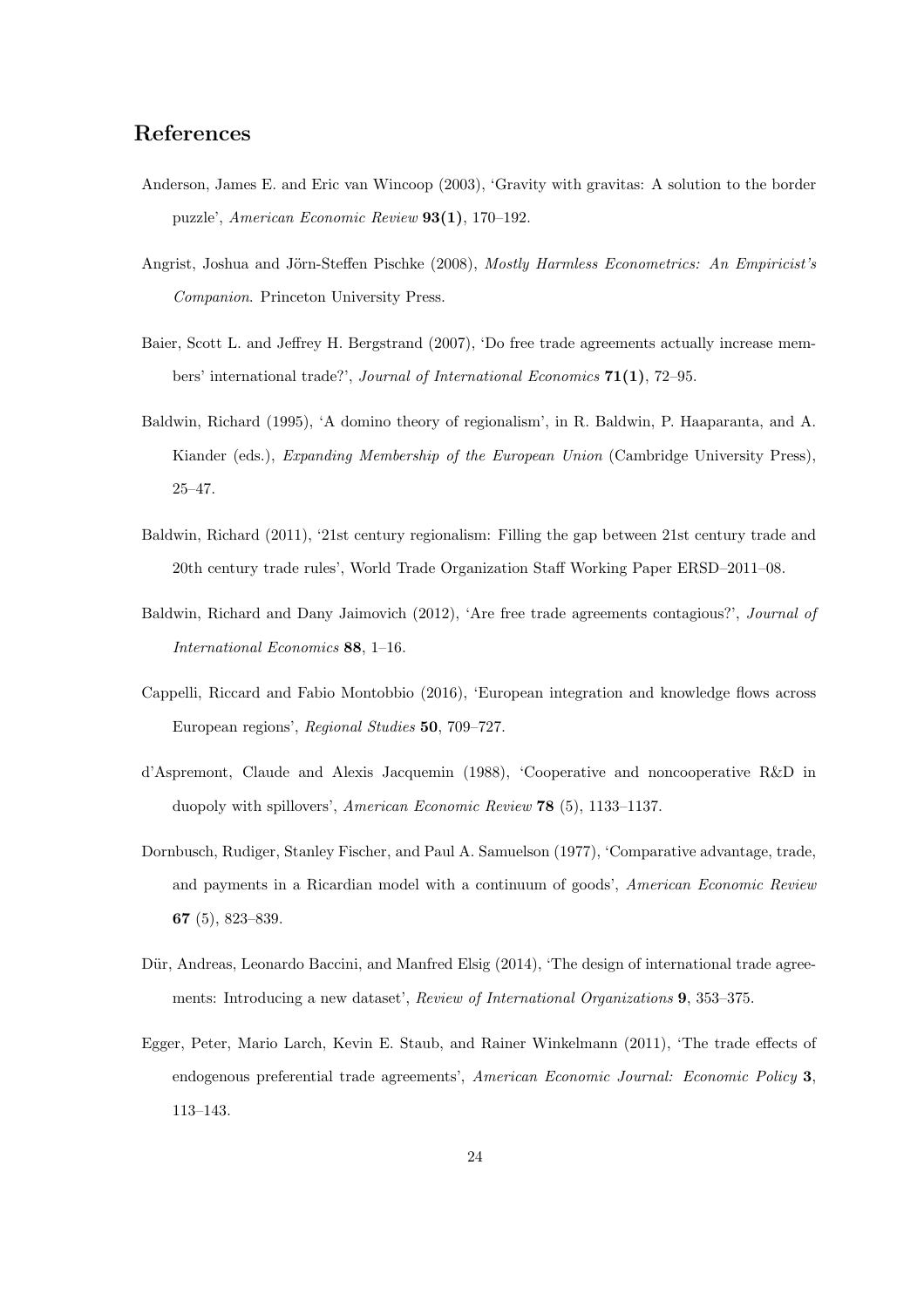## References

Anderson, James E. and Eric van Wincoop (2003), 'Gravity with gravitas: A solution to the border puzzle', *American Economic Review* **93(1)**, 170–192.

Angrist, Joshua and Jörn-Steffen Pischke (2008), *Mostly Harmless Econometrics: An Empiricist's Companion*. Princeton University Press.

Baier, Scott L. and Jeffrey H. Bergstrand (2007), 'Do free trade agreements actually increase members' international trade?', *Journal of International Economics* **71(1)**, 72–95.

Baldwin, Richard (1995), 'A domino theory of regionalism', in R. Baldwin, P. Haaparanta, and A. Kiander (eds.), *Expanding Membership of the European Union* (Cambridge University Press), 25–47.

Baldwin, Richard (2011), '21st century regionalism: Filling the gap between 21st century trade and 20th century trade rules', World Trade Organization Staff Working Paper ERSD–2011–08.

Baldwin, Richard and Dany Jaimovich (2012), 'Are free trade agreements contagious?', *Journal of International Economics* **88**, 1–16.

Cappelli, Riccard and Fabio Montobbio (2016), 'European integration and knowledge flows across European regions', *Regional Studies* **50**, 709–727.

d'Aspremont, Claude and Alexis Jacquemin (1988), 'Cooperative and noncooperative R&D in duopoly with spillovers', *American Economic Review* **78** (5), 1133–1137.

Dornbusch, Rudiger, Stanley Fischer, and Paul A. Samuelson (1977), 'Comparative advantage, trade, and payments in a Ricardian model with a continuum of goods', *American Economic Review* **67** (5), 823–839.

Dür, Andreas, Leonardo Baccini, and Manfred Elsig (2014), 'The design of international trade agreements: Introducing a new dataset', *Review of International Organizations* **9**, 353–375.

Egger, Peter, Mario Larch, Kevin E. Staub, and Rainer Winkelmann (2011), 'The trade effects of endogenous preferential trade agreements', *American Economic Journal: Economic Policy* **3**, 113–143.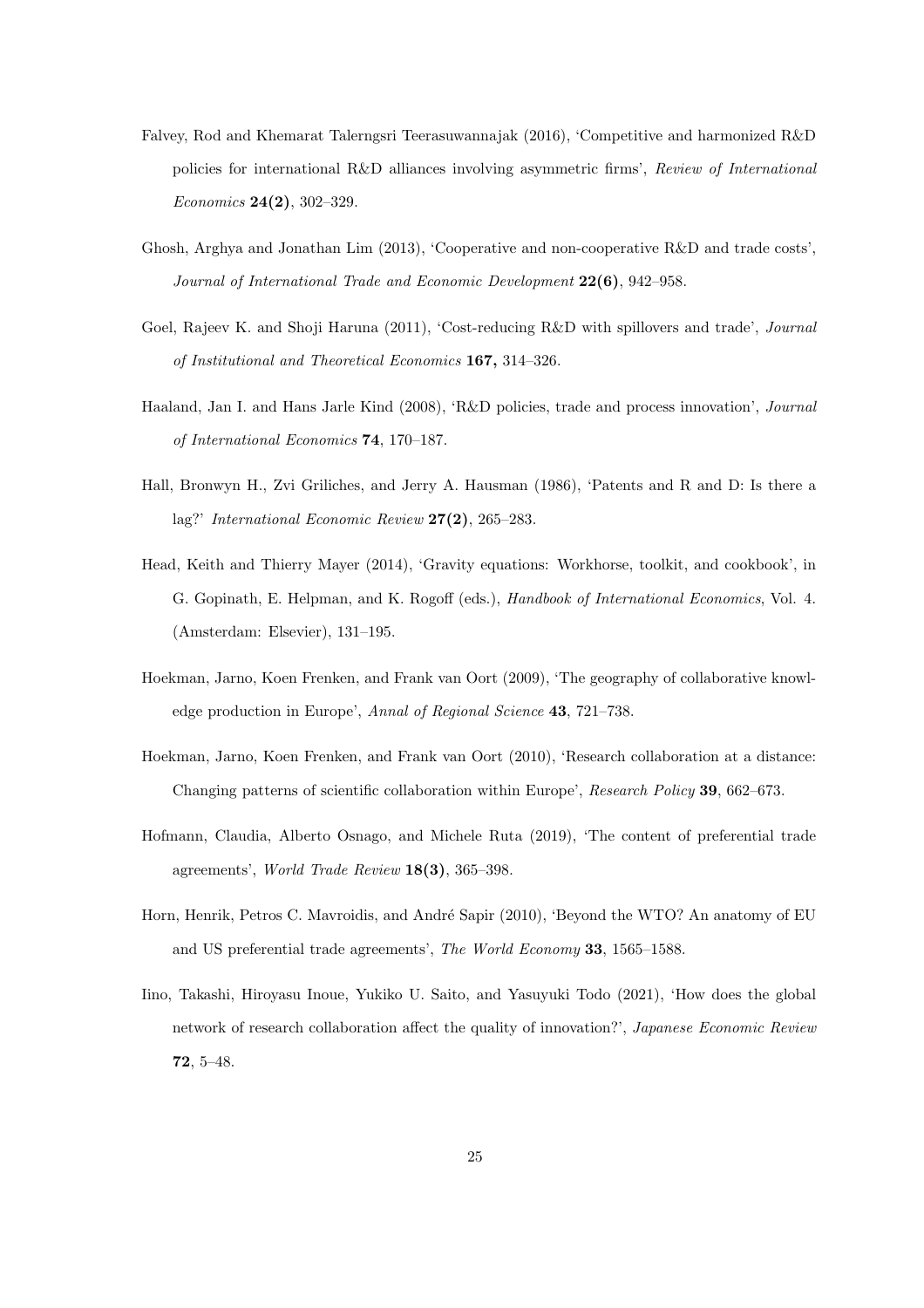Falvey, Rod and Khemarat Talerngsri Teerasuwannajak (2016), 'Competitive and harmonized R&D policies for international R&D alliances involving asymmetric firms', *Review of International Economics* **24(2)**, 302–329.

Ghosh, Arghya and Jonathan Lim (2013), 'Cooperative and non-cooperative R&D and trade costs', *Journal of International Trade and Economic Development* **22(6)**, 942–958.

Goel, Rajeev K. and Shoji Haruna (2011), 'Cost-reducing R&D with spillovers and trade', *Journal of Institutional and Theoretical Economics* **167,** 314–326.

Haaland, Jan I. and Hans Jarle Kind (2008), 'R&D policies, trade and process innovation', *Journal of International Economics* **74**, 170–187.

Hall, Bronwyn H., Zvi Griliches, and Jerry A. Hausman (1986), 'Patents and R and D: Is there a lag?' *International Economic Review* **27(2)**, 265–283.

Head, Keith and Thierry Mayer (2014), 'Gravity equations: Workhorse, toolkit, and cookbook', in G. Gopinath, E. Helpman, and K. Rogoff (eds.), *Handbook of International Economics*, Vol. 4. (Amsterdam: Elsevier), 131–195.

Hoekman, Jarno, Koen Frenken, and Frank van Oort (2009), 'The geography of collaborative knowledge production in Europe', *Annal of Regional Science* **43**, 721–738.

Hoekman, Jarno, Koen Frenken, and Frank van Oort (2010), 'Research collaboration at a distance: Changing patterns of scientific collaboration within Europe', *Research Policy* **39**, 662–673.

Hofmann, Claudia, Alberto Osnago, and Michele Ruta (2019), 'The content of preferential trade agreements', *World Trade Review* **18(3)**, 365–398.

Horn, Henrik, Petros C. Mavroidis, and André Sapir (2010), 'Beyond the WTO? An anatomy of EU and US preferential trade agreements', *The World Economy* **33**, 1565–1588.

Iino, Takashi, Hiroyasu Inoue, Yukiko U. Saito, and Yasuyuki Todo (2021), 'How does the global network of research collaboration affect the quality of innovation?', *Japanese Economic Review* **72**, 5–48.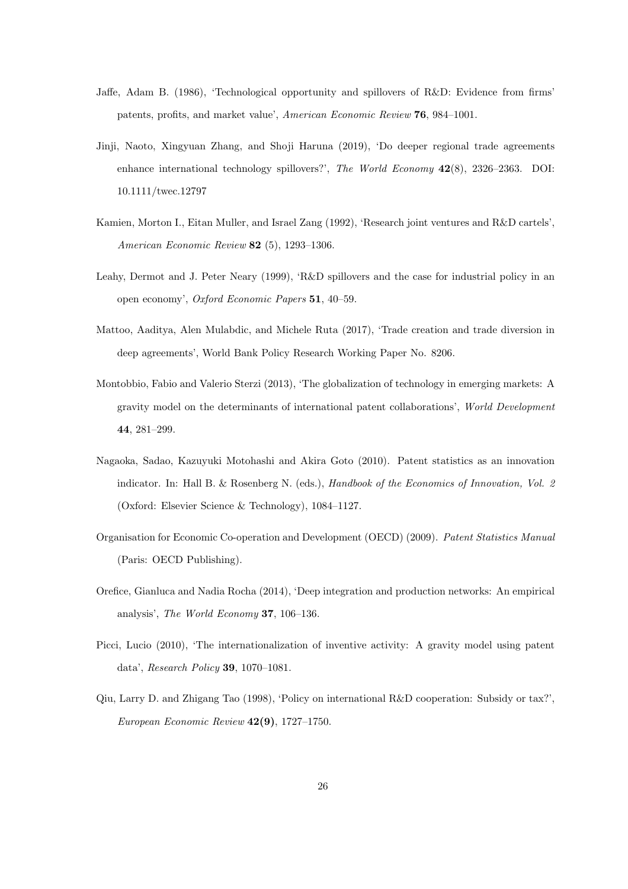Jaffe, Adam B. (1986), 'Technological opportunity and spillovers of R&D: Evidence from firms' patents, profits, and market value', *American Economic Review* **76**, 984–1001.

Jinji, Naoto, Xingyuan Zhang, and Shoji Haruna (2019), 'Do deeper regional trade agreements enhance international technology spillovers?', *The World Economy* **42**(8), 2326–2363. DOI: 10.1111/twec.12797

Kamien, Morton I., Eitan Muller, and Israel Zang (1992), 'Research joint ventures and R&D cartels', *American Economic Review* **82** (5), 1293–1306.

Leahy, Dermot and J. Peter Neary (1999), 'R&D spillovers and the case for industrial policy in an open economy', *Oxford Economic Papers* **51**, 40–59.

Mattoo, Aaditya, Alen Mulabdic, and Michele Ruta (2017), 'Trade creation and trade diversion in deep agreements', World Bank Policy Research Working Paper No. 8206.

Montobbio, Fabio and Valerio Sterzi (2013), 'The globalization of technology in emerging markets: A gravity model on the determinants of international patent collaborations', *World Development* **44**, 281–299.

Nagaoka, Sadao, Kazuyuki Motohashi and Akira Goto (2010). Patent statistics as an innovation indicator. In: Hall B. & Rosenberg N. (eds.), *Handbook of the Economics of Innovation, Vol. 2* (Oxford: Elsevier Science & Technology), 1084–1127.

Organisation for Economic Co-operation and Development (OECD) (2009). *Patent Statistics Manual* (Paris: OECD Publishing).

Orefice, Gianluca and Nadia Rocha (2014), 'Deep integration and production networks: An empirical analysis', *The World Economy* **37**, 106–136.

Picci, Lucio (2010), 'The internationalization of inventive activity: A gravity model using patent data', *Research Policy* **39**, 1070–1081.

Qiu, Larry D. and Zhigang Tao (1998), 'Policy on international R&D cooperation: Subsidy or tax?', *European Economic Review* **42(9)**, 1727–1750.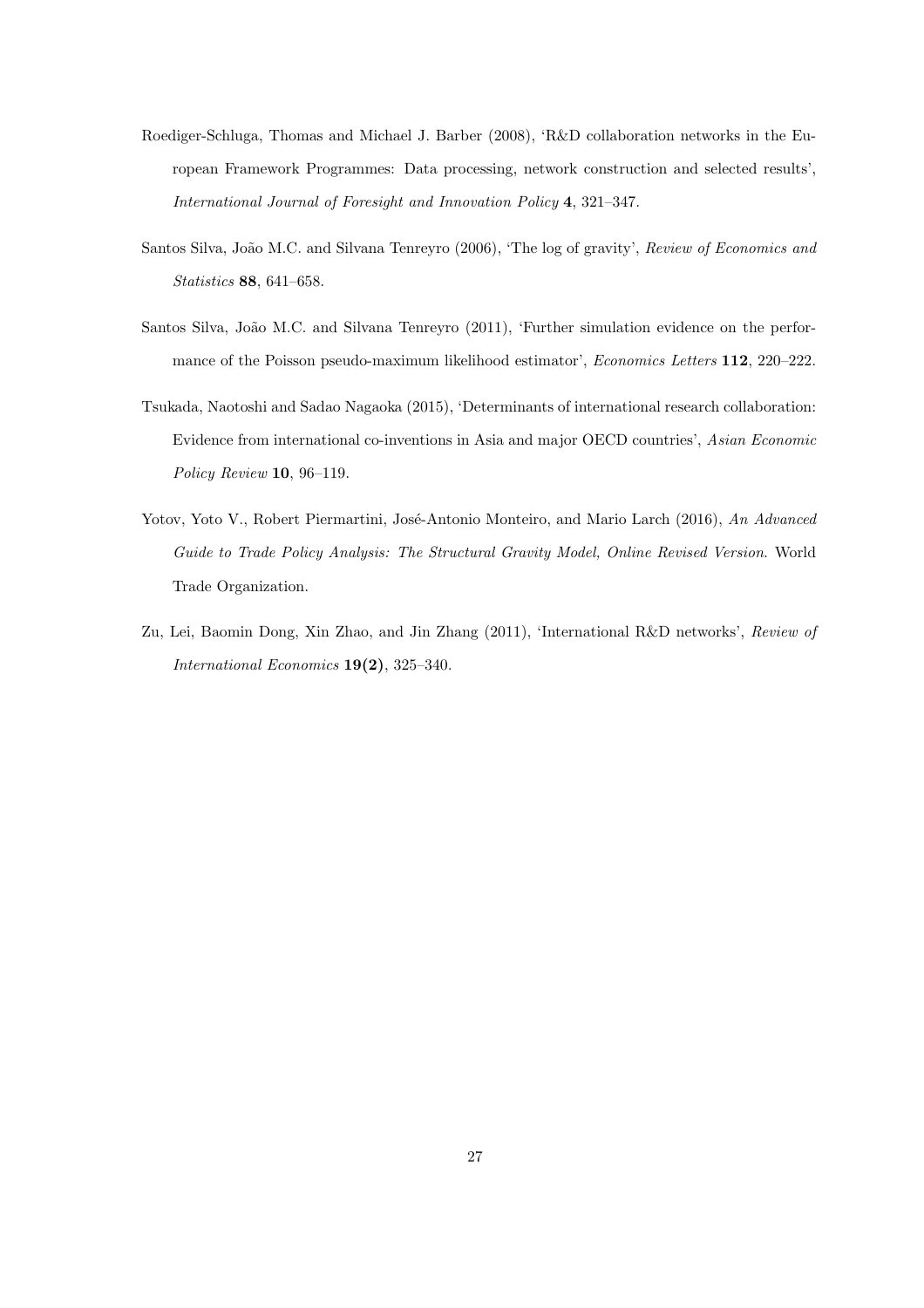Roediger-Schluga, Thomas and Michael J. Barber (2008), 'R&D collaboration networks in the European Framework Programmes: Data processing, network construction and selected results', *International Journal of Foresight and Innovation Policy* **4**, 321–347.

Santos Silva, João M.C. and Silvana Tenreyro (2006), 'The log of gravity', *Review of Economics and Statistics* **88**, 641–658.

Santos Silva, João M.C. and Silvana Tenreyro (2011), 'Further simulation evidence on the performance of the Poisson pseudo-maximum likelihood estimator', *Economics Letters* **112**, 220–222.

Tsukada, Naotoshi and Sadao Nagaoka (2015), 'Determinants of international research collaboration: Evidence from international co-inventions in Asia and major OECD countries', *Asian Economic Policy Review* **10**, 96–119.

Yotov, Yoto V., Robert Piermartini, José-Antonio Monteiro, and Mario Larch (2016), *An Advanced Guide to Trade Policy Analysis: The Structural Gravity Model, Online Revised Version*. World Trade Organization.

Zu, Lei, Baomin Dong, Xin Zhao, and Jin Zhang (2011), 'International R&D networks', *Review of International Economics* **19(2)**, 325–340.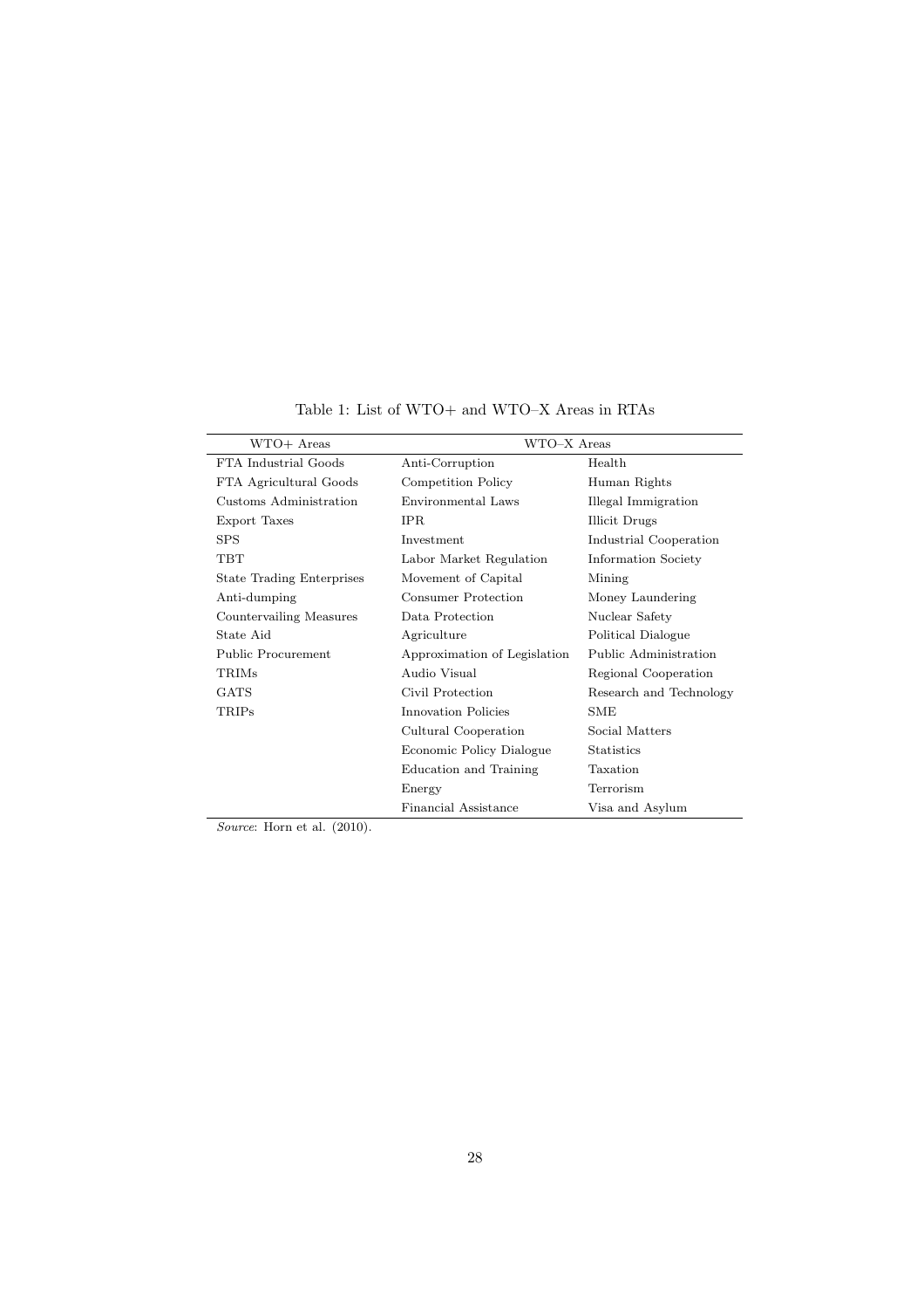Table 1: List of WTO+ and WTO–X Areas in RTAs

| WTO+ Areas | WTO–X Areas | |
|---|---|---|
| FTA Industrial Goods | Anti-Corruption | Health |
| FTA Agricultural Goods | Competition Policy | Human Rights |
| Customs Administration | Environmental Laws | Illegal Immigration |
| Export Taxes | IPR | Illicit Drugs |
| SPS | Investment | Industrial Cooperation |
| TBT | Labor Market Regulation | Information Society |
| State Trading Enterprises | Movement of Capital | Mining |
| Anti-dumping | Consumer Protection | Money Laundering |
| Countervailing Measures | Data Protection | Nuclear Safety |
| State Aid | Agriculture | Political Dialogue |
| Public Procurement | Approximation of Legislation | Public Administration |
| TRIMs | Audio Visual | Regional Cooperation |
| GATS | Civil Protection | Research and Technology |
| TRIPs | Innovation Policies | SME |
| | Cultural Cooperation | Social Matters |
| | Economic Policy Dialogue | Statistics |
| | Education and Training | Taxation |
| | Energy | Terrorism |
| | Financial Assistance | Visa and Asylum |

*Source*: Horn et al. (2010).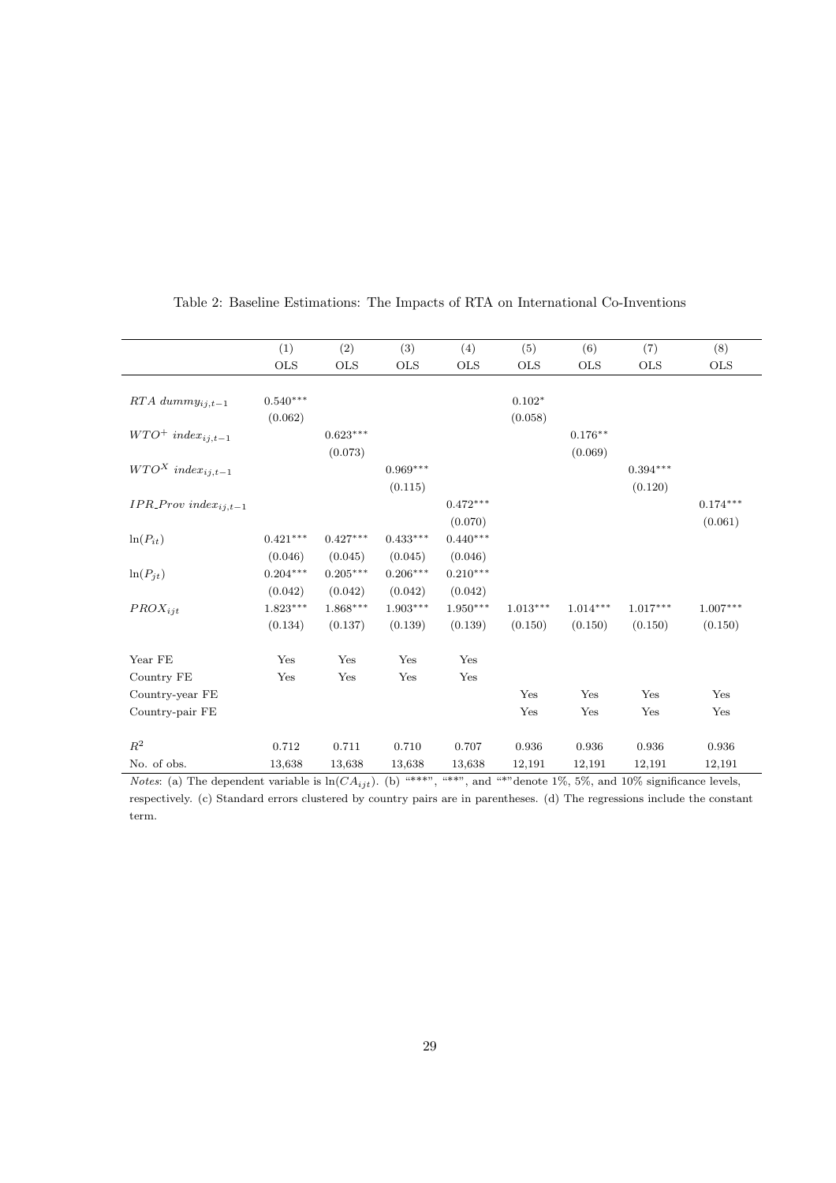Table 2: Baseline Estimations: The Impacts of RTA on International Co-Inventions

| | (1) | (2) | (3) | (4) | (5) | (6) | (7) | (8) |
|---|---|---|---|---|---|---|---|---|
| | OLS | OLS | OLS | OLS | OLS | OLS | OLS | OLS |
| $RTA\ dummy_{ij,t-1}$ | $0.540^{***}$ | | | | $0.102^{*}$ | | | |
| | (0.062) | | | | (0.058) | | | |
| $WTO^{+}\ index_{ij,t-1}$ | | $0.623^{***}$ | | | | $0.176^{**}$ | | |
| | | (0.073) | | | | (0.069) | | |
| $WTO^{X}\ index_{ij,t-1}$ | | | $0.969^{***}$ | | | | $0.394^{***}$ | |
| | | | (0.115) | | | | (0.120) | |
| $IPR\_Prov\ index_{ij,t-1}$ | | | | $0.472^{***}$ | | | | $0.174^{***}$ |
| | | | | (0.070) | | | | (0.061) |
| $\ln(P_{it})$ | $0.421^{***}$ | $0.427^{***}$ | $0.433^{***}$ | $0.440^{***}$ | | | | |
| | (0.046) | (0.045) | (0.045) | (0.046) | | | | |
| $\ln(P_{jt})$ | $0.204^{***}$ | $0.205^{***}$ | $0.206^{***}$ | $0.210^{***}$ | | | | |
| | (0.042) | (0.042) | (0.042) | (0.042) | | | | |
| $PROX_{ijt}$ | $1.823^{***}$ | $1.868^{***}$ | $1.903^{***}$ | $1.950^{***}$ | $1.013^{***}$ | $1.014^{***}$ | $1.017^{***}$ | $1.007^{***}$ |
| | (0.134) | (0.137) | (0.139) | (0.139) | (0.150) | (0.150) | (0.150) | (0.150) |
| Year FE | Yes | Yes | Yes | Yes | | | | |
| Country FE | Yes | Yes | Yes | Yes | | | | |
| Country-year FE | | | | | Yes | Yes | Yes | Yes |
| Country-pair FE | | | | | Yes | Yes | Yes | Yes |
| $R^2$ | 0.712 | 0.711 | 0.710 | 0.707 | 0.936 | 0.936 | 0.936 | 0.936 |
| No. of obs. | 13,638 | 13,638 | 13,638 | 13,638 | 12,191 | 12,191 | 12,191 | 12,191 |

*Notes*: (a) The dependent variable is $\ln(CA_{ijt})$. (b) "***", "**", and "*"denote 1%, 5%, and 10% significance levels, respectively. (c) Standard errors clustered by country pairs are in parentheses. (d) The regressions include the constant term.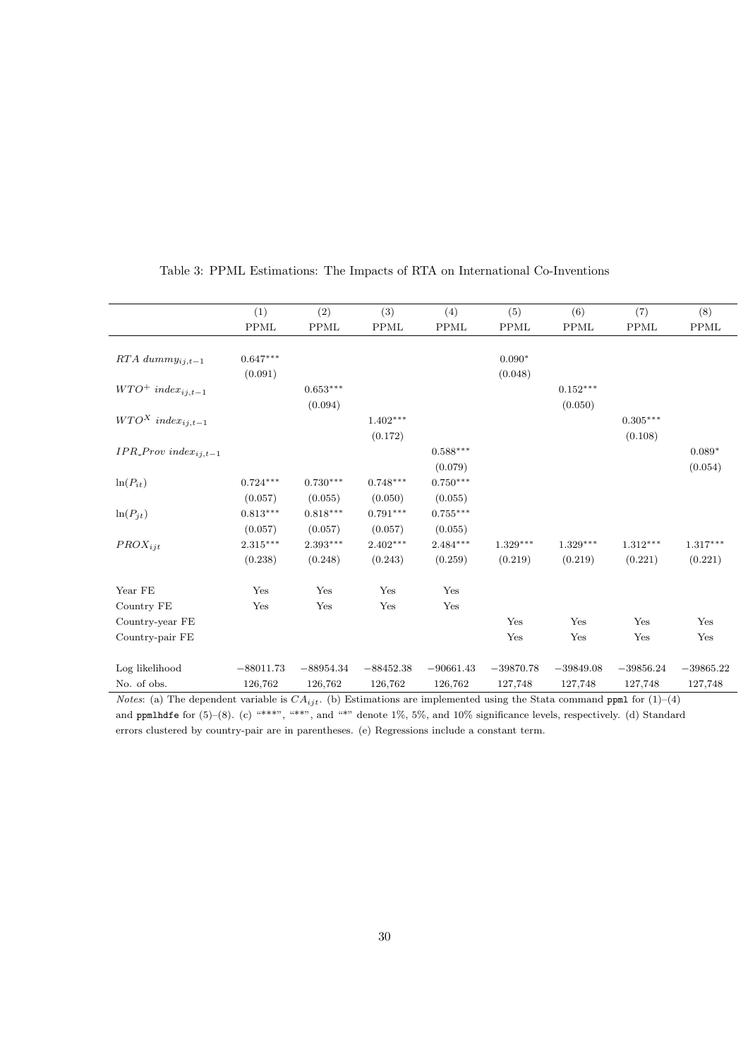Table 3: PPML Estimations: The Impacts of RTA on International Co-Inventions

| | (1) | (2) | (3) | (4) | (5) | (6) | (7) | (8) |
|---|---|---|---|---|---|---|---|---|
| | PPML | PPML | PPML | PPML | PPML | PPML | PPML | PPML |
| $RTA\ dummy_{ij,t-1}$ | $0.647^{***}$ | | | | $0.090^{*}$ | | | |
| | (0.091) | | | | (0.048) | | | |
| $WTO^{+}\ index_{ij,t-1}$ | | $0.653^{***}$ | | | | $0.152^{***}$ | | |
| | | (0.094) | | | | (0.050) | | |
| $WTO^{X}\ index_{ij,t-1}$ | | | $1.402^{***}$ | | | | $0.305^{***}$ | |
| | | | (0.172) | | | | (0.108) | |
| $IPR\_Prov\ index_{ij,t-1}$ | | | | $0.588^{***}$ | | | | $0.089^{*}$ |
| | | | | (0.079) | | | | (0.054) |
| $\ln(P_{it})$ | $0.724^{***}$ | $0.730^{***}$ | $0.748^{***}$ | $0.750^{***}$ | | | | |
| | (0.057) | (0.055) | (0.050) | (0.055) | | | | |
| $\ln(P_{jt})$ | $0.813^{***}$ | $0.818^{***}$ | $0.791^{***}$ | $0.755^{***}$ | | | | |
| | (0.057) | (0.057) | (0.057) | (0.055) | | | | |
| $PROX_{ijt}$ | $2.315^{***}$ | $2.393^{***}$ | $2.402^{***}$ | $2.484^{***}$ | $1.329^{***}$ | $1.329^{***}$ | $1.312^{***}$ | $1.317^{***}$ |
| | (0.238) | (0.248) | (0.243) | (0.259) | (0.219) | (0.219) | (0.221) | (0.221) |
| Year FE | Yes | Yes | Yes | Yes | | | | |
| Country FE | Yes | Yes | Yes | Yes | | | | |
| Country-year FE | | | | | Yes | Yes | Yes | Yes |
| Country-pair FE | | | | | Yes | Yes | Yes | Yes |
| Log likelihood | −88011.73 | −88954.34 | −88452.38 | −90661.43 | −39870.78 | −39849.08 | −39856.24 | −39865.22 |
| No. of obs. | 126,762 | 126,762 | 126,762 | 126,762 | 127,748 | 127,748 | 127,748 | 127,748 |

*Notes*: (a) The dependent variable is $CA_{ijt}$. (b) Estimations are implemented using the Stata command `ppml` for (1)–(4) and `ppmlhdfe` for (5)–(8). (c) "***", "**", and "*" denote 1%, 5%, and 10% significance levels, respectively. (d) Standard errors clustered by country-pair are in parentheses. (e) Regressions include a constant term.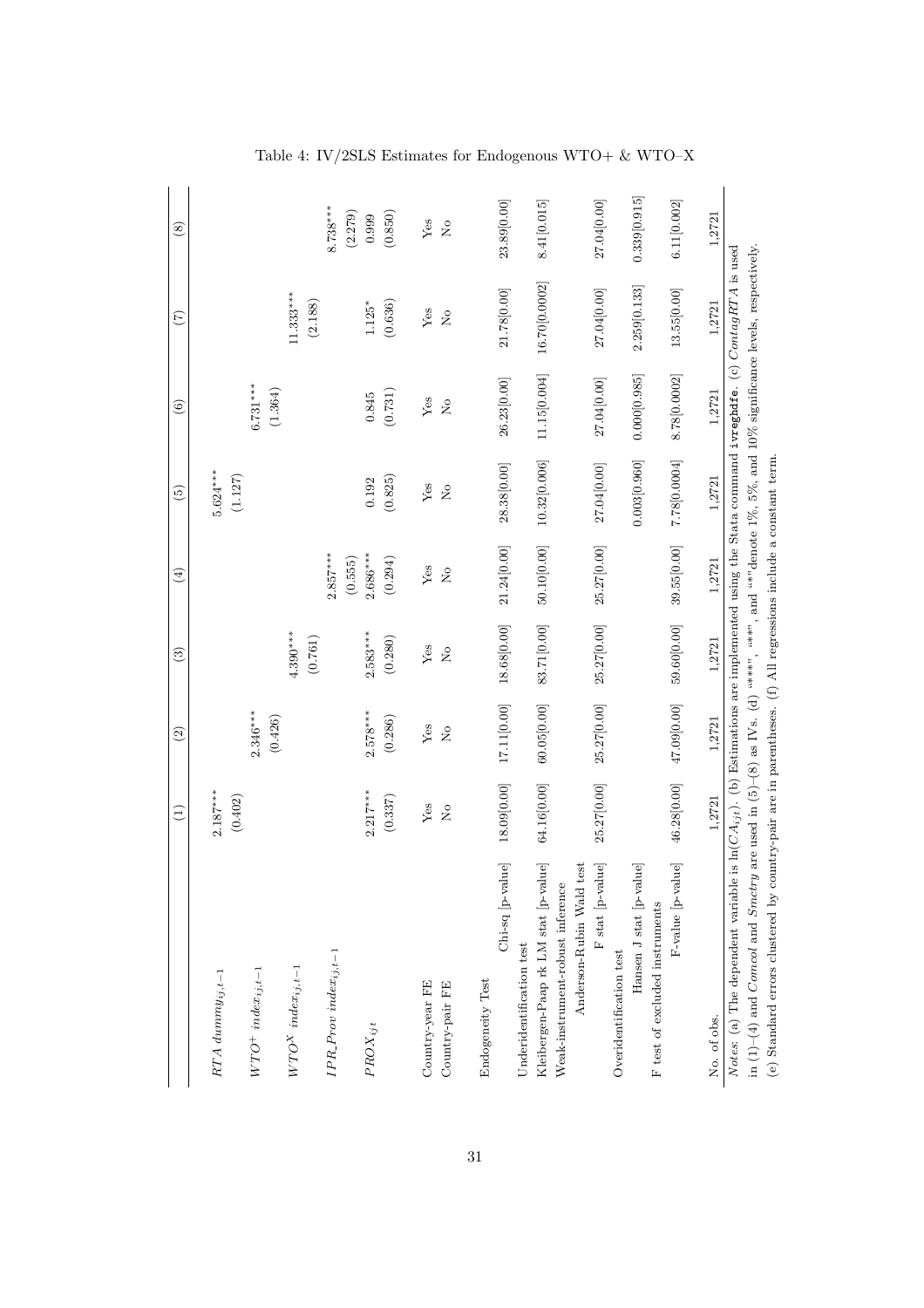Table 4: IV/2SLS Estimates for Endogenous WTO+ & WTO–X

| | (1) | (2) | (3) | (4) | (5) | (6) | (7) | (8) |
|---|---|---|---|---|---|---|---|---|
| $RTA\ dummy_{ij,t-1}$ | 2.187*** | | | | 5.624*** | | | |
| | (0.402) | | | | (1.127) | | | |
| $WTO^{+}\ index_{ij,t-1}$ | | 2.346*** | | | | 6.731*** | | |
| | | (0.426) | | | | (1.364) | | |
| $WTO^{X}\ index_{ij,t-1}$ | | | 4.390*** | | | | 11.333*** | |
| | | | (0.761) | | | | (2.188) | |
| $IPR\_Prov\ index_{ij,t-1}$ | | | | 2.857*** | | | | 8.738*** |
| | | | | (0.555) | | | | (2.279) |
| $PROX_{ijt}$ | 2.217*** | 2.578*** | 2.583*** | 2.686*** | 0.192 | 0.845 | 1.125* | 0.999 |
| | (0.337) | (0.286) | (0.280) | (0.294) | (0.825) | (0.731) | (0.636) | (0.850) |
| Country-year FE | Yes | Yes | Yes | Yes | Yes | Yes | Yes | Yes |
| Country-pair FE | No | No | No | No | No | No | No | No |
| Endogeneity Test | | | | | | | | |
| Chi-sq [p-value] | 18.09[0.00] | 17.11[0.00] | 18.68[0.00] | 21.24[0.00] | 28.38[0.00] | 26.23[0.00] | 21.78[0.00] | 23.89[0.00] |
| Underidentification test | | | | | | | | |
| Kleibergen-Paap rk LM stat [p-value] | 64.16[0.00] | 60.05[0.00] | 83.71[0.00] | 50.10[0.00] | 10.32[0.006] | 11.15[0.004] | 16.70[0.0002] | 8.41[0.015] |
| Weak-instrument-robust inference | | | | | | | | |
| Anderson-Rubin Wald test | | | | | | | | |
| F stat [p-value] | 25.27[0.00] | 25.27[0.00] | 25.27[0.00] | 25.27[0.00] | 27.04[0.00] | 27.04[0.00] | 27.04[0.00] | 27.04[0.00] |
| Overidentification test | | | | | | | | |
| Hansen J stat [p-value] | | | | | 0.003[0.960] | 0.000[0.985] | 2.259[0.133] | 0.339[0.915] |
| F test of excluded instruments | | | | | | | | |
| F-value [p-value] | 46.28[0.00] | 47.09[0.00] | 59.60[0.00] | 39.55[0.00] | 7.78[0.0004] | 8.78[0.0002] | 13.55[0.00] | 6.11[0.002] |
| No. of obs. | 1,2721 | 1,2721 | 1,2721 | 1,2721 | 1,2721 | 1,2721 | 1,2721 | 1,2721 |

*Notes*: (a) The dependent variable is $\ln(CA_{ijt})$. (b) Estimations are implemented using the Stata command `ivreghdfe`. (c) $ContigRTA$ is used in (1)–(4) and $Comcol$ and $Smctry$ are used in (5)–(8) as IVs. (d) "***", "**", and "*" denote 1%, 5%, and 10% significance levels, respectively. (e) Standard errors clustered by country-pair are in parentheses. (f) All regressions include a constant term.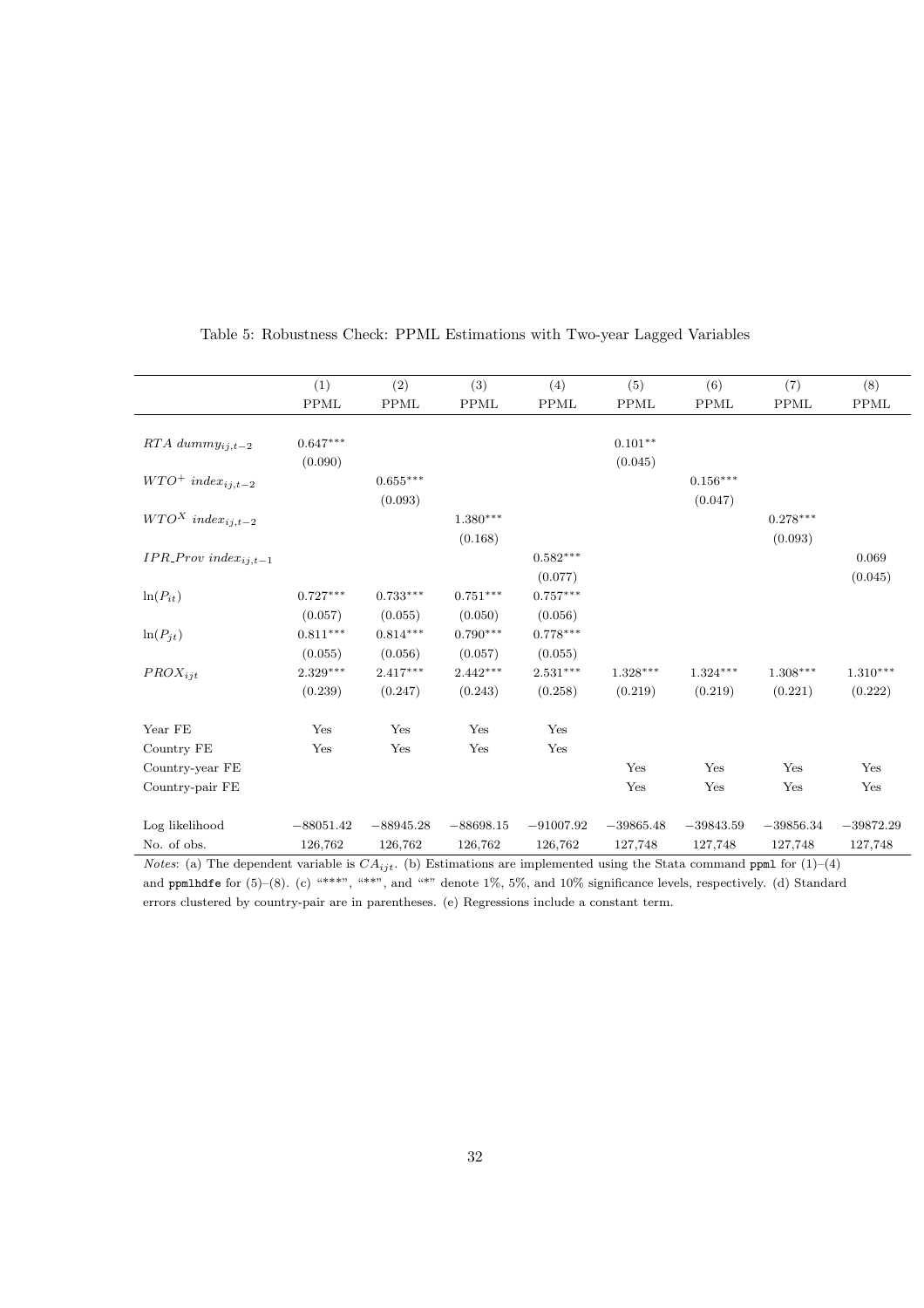Table 5: Robustness Check: PPML Estimations with Two-year Lagged Variables

| | (1) | (2) | (3) | (4) | (5) | (6) | (7) | (8) |
|---|---|---|---|---|---|---|---|---|
| | PPML | PPML | PPML | PPML | PPML | PPML | PPML | PPML |
| $RTA\ dummy_{ij,t-2}$ | $0.647^{***}$ | | | | $0.101^{**}$ | | | |
| | (0.090) | | | | (0.045) | | | |
| $WTO^{+}\ index_{ij,t-2}$ | | $0.655^{***}$ | | | | $0.156^{***}$ | | |
| | | (0.093) | | | | (0.047) | | |
| $WTO^{X}\ index_{ij,t-2}$ | | | $1.380^{***}$ | | | | $0.278^{***}$ | |
| | | | (0.168) | | | | (0.093) | |
| $IPR\_Prov\ index_{ij,t-1}$ | | | | $0.582^{***}$ | | | | 0.069 |
| | | | | (0.077) | | | | (0.045) |
| $\ln(P_{it})$ | $0.727^{***}$ | $0.733^{***}$ | $0.751^{***}$ | $0.757^{***}$ | | | | |
| | (0.057) | (0.055) | (0.050) | (0.056) | | | | |
| $\ln(P_{jt})$ | $0.811^{***}$ | $0.814^{***}$ | $0.790^{***}$ | $0.778^{***}$ | | | | |
| | (0.055) | (0.056) | (0.057) | (0.055) | | | | |
| $PROX_{ijt}$ | $2.329^{***}$ | $2.417^{***}$ | $2.442^{***}$ | $2.531^{***}$ | $1.328^{***}$ | $1.324^{***}$ | $1.308^{***}$ | $1.310^{***}$ |
| | (0.239) | (0.247) | (0.243) | (0.258) | (0.219) | (0.219) | (0.221) | (0.222) |
| Year FE | Yes | Yes | Yes | Yes | | | | |
| Country FE | Yes | Yes | Yes | Yes | | | | |
| Country-year FE | | | | | Yes | Yes | Yes | Yes |
| Country-pair FE | | | | | Yes | Yes | Yes | Yes |
| Log likelihood | −88051.42 | −88945.28 | −88698.15 | −91007.92 | −39865.48 | −39843.59 | −39856.34 | −39872.29 |
| No. of obs. | 126,762 | 126,762 | 126,762 | 126,762 | 127,748 | 127,748 | 127,748 | 127,748 |

*Notes*: (a) The dependent variable is $CA_{ijt}$. (b) Estimations are implemented using the Stata command `ppml` for (1)–(4) and `ppmlhdfe` for (5)–(8). (c) "***", "**", and "*" denote 1%, 5%, and 10% significance levels, respectively. (d) Standard errors clustered by country-pair are in parentheses. (e) Regressions include a constant term.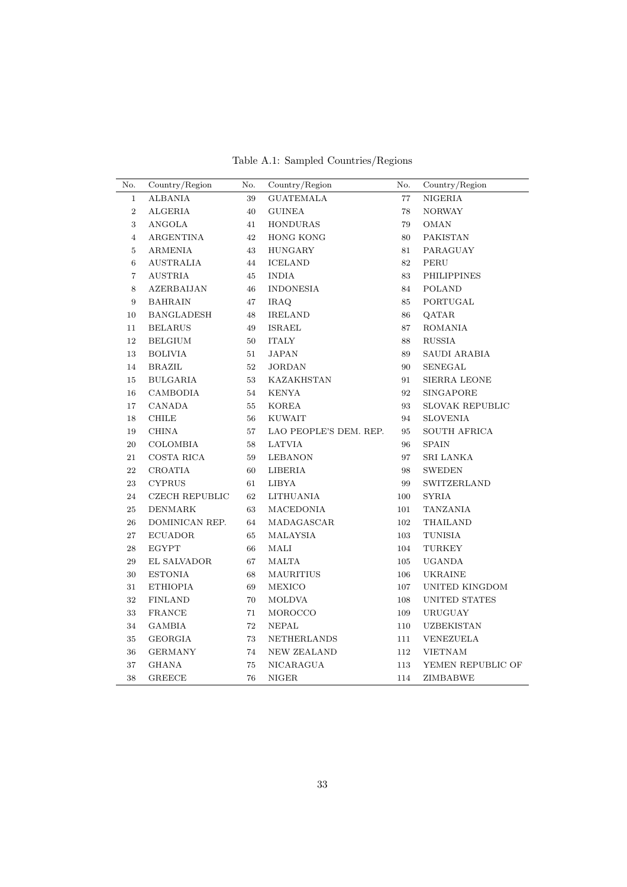Table A.1: Sampled Countries/Regions

| No. | Country/Region | No. | Country/Region | No. | Country/Region |
|---|---|---|---|---|---|
| 1 | ALBANIA | 39 | GUATEMALA | 77 | NIGERIA |
| 2 | ALGERIA | 40 | GUINEA | 78 | NORWAY |
| 3 | ANGOLA | 41 | HONDURAS | 79 | OMAN |
| 4 | ARGENTINA | 42 | HONG KONG | 80 | PAKISTAN |
| 5 | ARMENIA | 43 | HUNGARY | 81 | PARAGUAY |
| 6 | AUSTRALIA | 44 | ICELAND | 82 | PERU |
| 7 | AUSTRIA | 45 | INDIA | 83 | PHILIPPINES |
| 8 | AZERBAIJAN | 46 | INDONESIA | 84 | POLAND |
| 9 | BAHRAIN | 47 | IRAQ | 85 | PORTUGAL |
| 10 | BANGLADESH | 48 | IRELAND | 86 | QATAR |
| 11 | BELARUS | 49 | ISRAEL | 87 | ROMANIA |
| 12 | BELGIUM | 50 | ITALY | 88 | RUSSIA |
| 13 | BOLIVIA | 51 | JAPAN | 89 | SAUDI ARABIA |
| 14 | BRAZIL | 52 | JORDAN | 90 | SENEGAL |
| 15 | BULGARIA | 53 | KAZAKHSTAN | 91 | SIERRA LEONE |
| 16 | CAMBODIA | 54 | KENYA | 92 | SINGAPORE |
| 17 | CANADA | 55 | KOREA | 93 | SLOVAK REPUBLIC |
| 18 | CHILE | 56 | KUWAIT | 94 | SLOVENIA |
| 19 | CHINA | 57 | LAO PEOPLE'S DEM. REP. | 95 | SOUTH AFRICA |
| 20 | COLOMBIA | 58 | LATVIA | 96 | SPAIN |
| 21 | COSTA RICA | 59 | LEBANON | 97 | SRI LANKA |
| 22 | CROATIA | 60 | LIBERIA | 98 | SWEDEN |
| 23 | CYPRUS | 61 | LIBYA | 99 | SWITZERLAND |
| 24 | CZECH REPUBLIC | 62 | LITHUANIA | 100 | SYRIA |
| 25 | DENMARK | 63 | MACEDONIA | 101 | TANZANIA |
| 26 | DOMINICAN REP. | 64 | MADAGASCAR | 102 | THAILAND |
| 27 | ECUADOR | 65 | MALAYSIA | 103 | TUNISIA |
| 28 | EGYPT | 66 | MALI | 104 | TURKEY |
| 29 | EL SALVADOR | 67 | MALTA | 105 | UGANDA |
| 30 | ESTONIA | 68 | MAURITIUS | 106 | UKRAINE |
| 31 | ETHIOPIA | 69 | MEXICO | 107 | UNITED KINGDOM |
| 32 | FINLAND | 70 | MOLDVA | 108 | UNITED STATES |
| 33 | FRANCE | 71 | MOROCCO | 109 | URUGUAY |
| 34 | GAMBIA | 72 | NEPAL | 110 | UZBEKISTAN |
| 35 | GEORGIA | 73 | NETHERLANDS | 111 | VENEZUELA |
| 36 | GERMANY | 74 | NEW ZEALAND | 112 | VIETNAM |
| 37 | GHANA | 75 | NICARAGUA | 113 | YEMEN REPUBLIC OF |
| 38 | GREECE | 76 | NIGER | 114 | ZIMBABWE |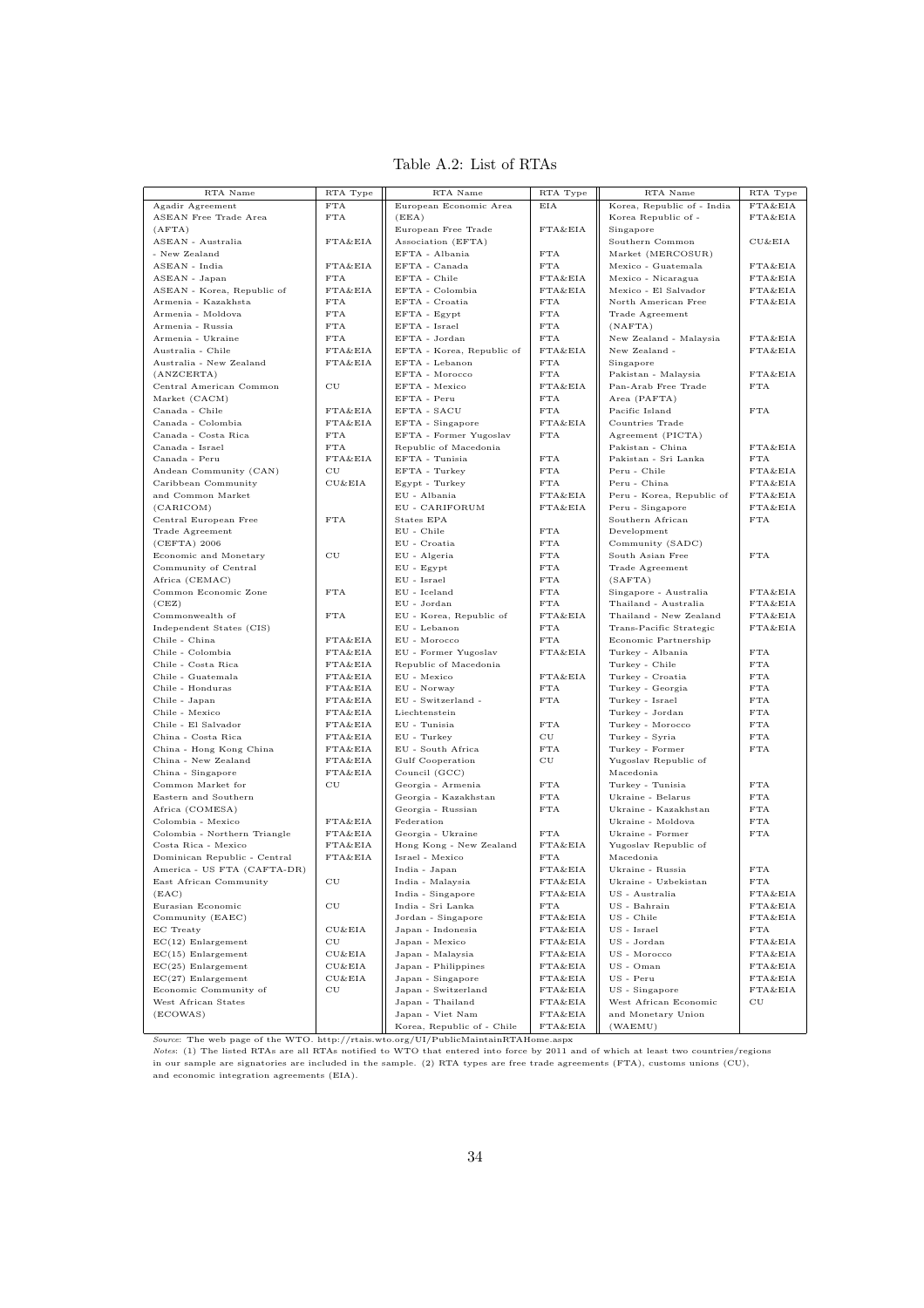Table A.2: List of RTAs

| RTA Name | RTA Type | RTA Name | RTA Type | RTA Name | RTA Type |
|---|---|---|---|---|---|
| Agadir Agreement | FTA | European Economic Area (EEA) | EIA | Korea, Republic of - India | FTA&EIA |
| ASEAN Free Trade Area (AFTA) | FTA | European Free Trade Association (EFTA) | FTA&EIA | Korea Republic of - Singapore | FTA&EIA |
| ASEAN - Australia - New Zealand | FTA&EIA | EFTA - Albania | FTA | Southern Common Market (MERCOSUR) | CU&EIA |
| ASEAN - India | FTA&EIA | EFTA - Canada | FTA | Mexico - Guatemala | FTA&EIA |
| ASEAN - Japan | FTA | EFTA - Chile | FTA&EIA | Mexico - Nicaragua | FTA&EIA |
| ASEAN - Korea, Republic of | FTA&EIA | EFTA - Colombia | FTA&EIA | Mexico - El Salvador | FTA&EIA |
| Armenia - Kazakhsta | FTA | EFTA - Croatia | FTA | North American Free Trade Agreement (NAFTA) | FTA&EIA |
| Armenia - Moldova | FTA | EFTA - Egypt | FTA | New Zealand - Malaysia | FTA&EIA |
| Armenia - Russia | FTA | EFTA - Israel | FTA | New Zealand - Singapore | FTA&EIA |
| Armenia - Ukraine | FTA | EFTA - Jordan | FTA | Pakistan - Malaysia | FTA&EIA |
| Australia - Chile | FTA&EIA | EFTA - Korea, Republic of | FTA&EIA | Pan-Arab Free Trade Area (PAFTA) | FTA |
| Australia - New Zealand (ANZCERTA) | FTA&EIA | EFTA - Lebanon | FTA | Pacific Island Countries Trade Agreement (PICTA) | FTA |
| Central American Common Market (CACM) | CU | EFTA - Morocco | FTA | Pakistan - China | FTA&EIA |
| Canada - Chile | FTA&EIA | EFTA - Mexico | FTA&EIA | Pakistan - Sri Lanka | FTA |
| Canada - Colombia | FTA&EIA | EFTA - Peru | FTA | Peru - Chile | FTA&EIA |
| Canada - Costa Rica | FTA | EFTA - SACU | FTA | Peru - China | FTA&EIA |
| Canada - Israel | FTA | EFTA - Singapore | FTA&EIA | Peru - Korea, Republic of | FTA&EIA |
| Canada - Peru | FTA&EIA | EFTA - Former Yugoslav Republic of Macedonia | FTA | Peru - Singapore | FTA&EIA |
| Andean Community (CAN) | CU | EFTA - Tunisia | FTA | Southern African Development Community (SADC) | FTA |
| Caribbean Community and Common Market (CARICOM) | CU&EIA | EFTA - Turkey | FTA | South Asian Free Trade Agreement (SAFTA) | FTA |
| Central European Free Trade Agreement (CEFTA) 2006 | FTA | Egypt - Turkey | FTA | Singapore - Australia | FTA&EIA |
| Economic and Monetary Community of Central Africa (CEMAC) | CU | EU - Albania | FTA&EIA | Thailand - Australia | FTA&EIA |
| Common Economic Zone (CEZ) | FTA | EU - CARIFORUM States EPA | FTA&EIA | Thailand - New Zealand | FTA&EIA |
| Commonwealth of Independent States (CIS) | FTA | EU - Chile | FTA | Trans-Pacific Strategic Economic Partnership | FTA&EIA |
| Chile - China | FTA&EIA | EU - Croatia | FTA | Turkey - Albania | FTA |
| Chile - Colombia | FTA&EIA | EU - Algeria | FTA | Turkey - Chile | FTA |
| Chile - Costa Rica | FTA&EIA | EU - Egypt | FTA | Turkey - Croatia | FTA |
| Chile - Guatemala | FTA&EIA | EU - Israel | FTA | Turkey - Georgia | FTA |
| Chile - Honduras | FTA&EIA | EU - Iceland | FTA | Turkey - Israel | FTA |
| Chile - Japan | FTA&EIA | EU - Jordan | FTA | Turkey - Jordan | FTA |
| Chile - Mexico | FTA&EIA | EU - Korea, Republic of | FTA&EIA | Turkey - Morocco | FTA |
| Chile - El Salvador | FTA&EIA | EU - Lebanon | FTA | Turkey - Syria | FTA |
| China - Costa Rica | FTA&EIA | EU - Morocco | FTA | Turkey - Former Yugoslav Republic of Macedonia | FTA |
| China - Hong Kong China | FTA&EIA | EU - Former Yugoslav Republic of Macedonia | FTA&EIA | Turkey - Tunisia | FTA |
| China - New Zealand | FTA&EIA | EU - Mexico | FTA&EIA | Ukraine - Belarus | FTA |
| China - Singapore | FTA&EIA | EU - Norway | FTA | Ukraine - Kazakhstan | FTA |
| Common Market for Eastern and Southern Africa (COMESA) | CU | EU - Switzerland - Liechtenstein | FTA | Ukraine - Moldova | FTA |
| Colombia - Mexico | FTA&EIA | EU - Tunisia | FTA | Ukraine - Former Yugoslav Republic of Macedonia | FTA |
| Colombia - Northern Triangle | FTA&EIA | EU - Turkey | CU | Ukraine - Russia | FTA |
| Costa Rica - Mexico | FTA&EIA | EU - South Africa | FTA | Ukraine - Uzbekistan | FTA |
| Dominican Republic - Central America - US FTA (CAFTA-DR) | FTA&EIA | Gulf Cooperation Council (GCC) | CU | US - Australia | FTA&EIA |
| East African Community (EAC) | CU | Georgia - Armenia | FTA | US - Bahrain | FTA&EIA |
| Eurasian Economic Community (EAEC) | CU | Georgia - Kazakhstan | FTA | US - Chile | FTA&EIA |
| EC Treaty | CU&EIA | Georgia - Russian Federation | FTA | US - Israel | FTA |
| EC(12) Enlargement | CU | Georgia - Ukraine | FTA | US - Jordan | FTA&EIA |
| EC(15) Enlargement | CU&EIA | Hong Kong - New Zealand | FTA&EIA | US - Morocco | FTA&EIA |
| EC(25) Enlargement | CU&EIA | Israel - Mexico | FTA | US - Oman | FTA&EIA |
| EC(27) Enlargement | CU&EIA | India - Japan | FTA&EIA | US - Peru | FTA&EIA |
| Economic Community of West African States (ECOWAS) | CU | India - Malaysia | FTA&EIA | US - Singapore | FTA&EIA |
| | | India - Singapore | FTA&EIA | West African Economic and Monetary Union (WAEMU) | CU |
| | | India - Sri Lanka | FTA | | |
| | | Jordan - Singapore | FTA&EIA | | |
| | | Japan - Indonesia | FTA&EIA | | |
| | | Japan - Mexico | FTA&EIA | | |
| | | Japan - Malaysia | FTA&EIA | | |
| | | Japan - Philippines | FTA&EIA | | |
| | | Japan - Singapore | FTA&EIA | | |
| | | Japan - Switzerland | FTA&EIA | | |
| | | Japan - Thailand | FTA&EIA | | |
| | | Japan - Viet Nam | FTA&EIA | | |
| | | Korea, Republic of - Chile | FTA&EIA | | |

*Source*: The web page of the WTO. http://rtais.wto.org/UI/PublicMaintainRTAHome.aspx

*Notes*: (1) The listed RTAs are all RTAs notified to WTO that entered into force by 2011 and of which at least two countries/regions in our sample are signatories are included in the sample. (2) RTA types are free trade agreements (FTA), customs unions (CU), and economic integration agreements (EIA).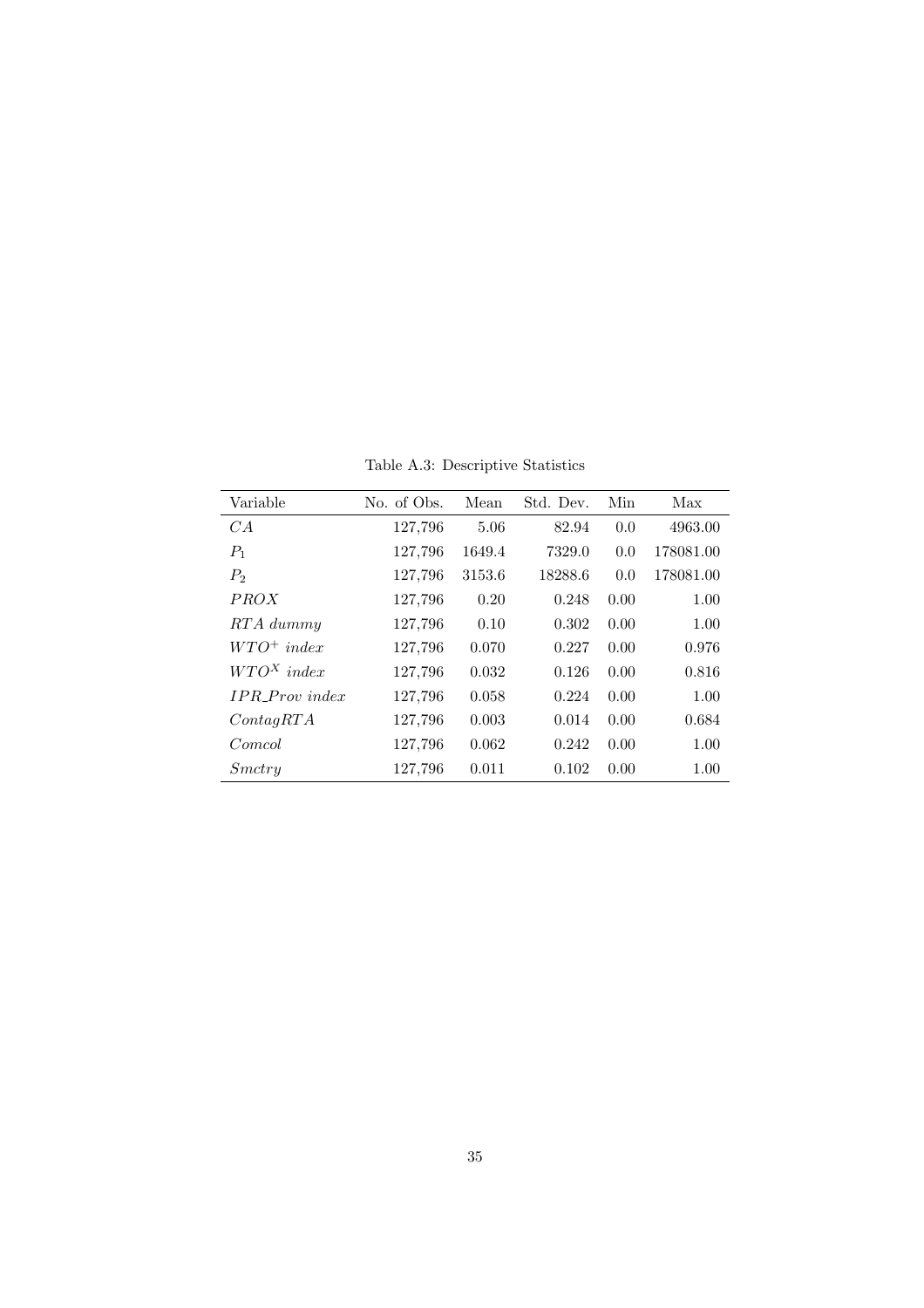Table A.3: Descriptive Statistics

| Variable | No. of Obs. | Mean | Std. Dev. | Min | Max |
|---|---|---|---|---|---|
| $CA$ | 127,796 | 5.06 | 82.94 | 0.0 | 4963.00 |
| $P_1$ | 127,796 | 1649.4 | 7329.0 | 0.0 | 178081.00 |
| $P_2$ | 127,796 | 3153.6 | 18288.6 | 0.0 | 178081.00 |
| $PROX$ | 127,796 | 0.20 | 0.248 | 0.00 | 1.00 |
| $RTA\ dummy$ | 127,796 | 0.10 | 0.302 | 0.00 | 1.00 |
| $WTO^+\ index$ | 127,796 | 0.070 | 0.227 | 0.00 | 0.976 |
| $WTO^X\ index$ | 127,796 | 0.032 | 0.126 | 0.00 | 0.816 |
| $IPR\_Prov\ index$ | 127,796 | 0.058 | 0.224 | 0.00 | 1.00 |
| $ContagRTA$ | 127,796 | 0.003 | 0.014 | 0.00 | 0.684 |
| $Comcol$ | 127,796 | 0.062 | 0.242 | 0.00 | 1.00 |
| $Smctry$ | 127,796 | 0.011 | 0.102 | 0.00 | 1.00 |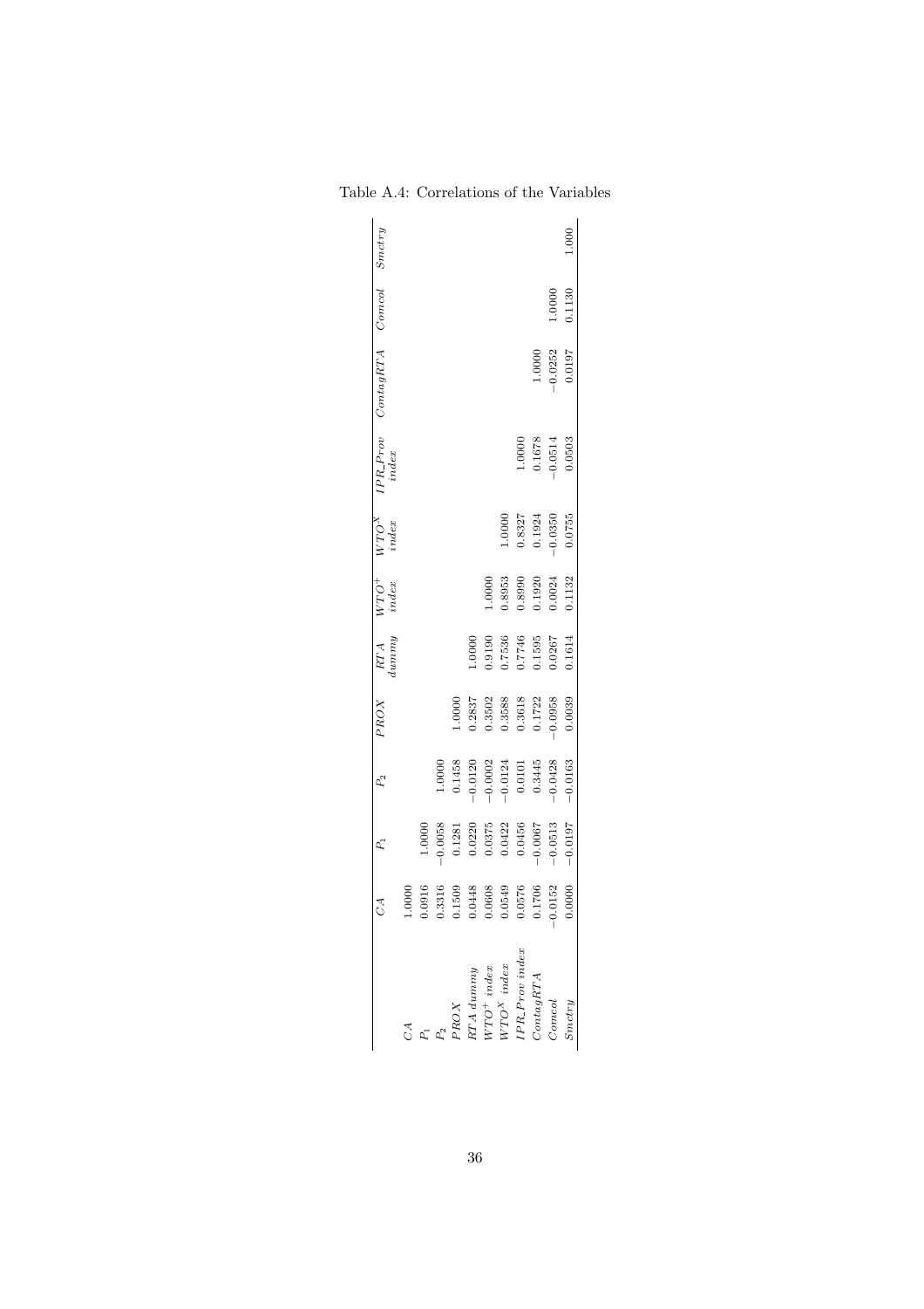Table A.4: Correlations of the Variables

| | $CA$ | $P_1$ | $P_2$ | $PROX$ | $RTA$ $dummy$ | $WTO^+$ $index$ | $WTO^X$ $index$ | $IPR\_Prov$ $index$ | $ContagRTA$ | $Comcol$ | $Smctry$ |
|---|---|---|---|---|---|---|---|---|---|---|---|
| $CA$ | 1.0000 | | | | | | | | | | |
| $P_1$ | 0.0916 | 1.0000 | | | | | | | | | |
| $P_2$ | 0.3316 | −0.0058 | 1.0000 | | | | | | | | |
| $PROX$ | 0.1509 | 0.1281 | 0.1458 | 1.0000 | | | | | | | |
| $RTA\ dummy$ | 0.0448 | 0.0220 | −0.0120 | 0.2837 | 1.0000 | | | | | | |
| $WTO^+\ index$ | 0.0608 | 0.0375 | −0.0002 | 0.3502 | 0.9190 | 1.0000 | | | | | |
| $WTO^X\ index$ | 0.0549 | 0.0422 | −0.0124 | 0.3588 | 0.7536 | 0.8953 | 1.0000 | | | | |
| $IPR\_Prov\ index$ | 0.0576 | 0.0456 | 0.0101 | 0.3618 | 0.7746 | 0.8990 | 0.8327 | 1.0000 | | | |
| $ContagRTA$ | 0.1706 | −0.0067 | 0.3445 | 0.1722 | 0.1595 | 0.1920 | 0.1924 | 0.1678 | 1.0000 | | |
| $Comcol$ | −0.0152 | −0.0513 | −0.0428 | −0.0958 | 0.0267 | 0.0024 | −0.0350 | −0.0514 | −0.0252 | 1.0000 | |
| $Smctry$ | 0.0000 | −0.0197 | −0.0163 | 0.0039 | 0.1614 | 0.1132 | 0.0755 | 0.0503 | 0.0197 | 0.1130 | 1.000 |